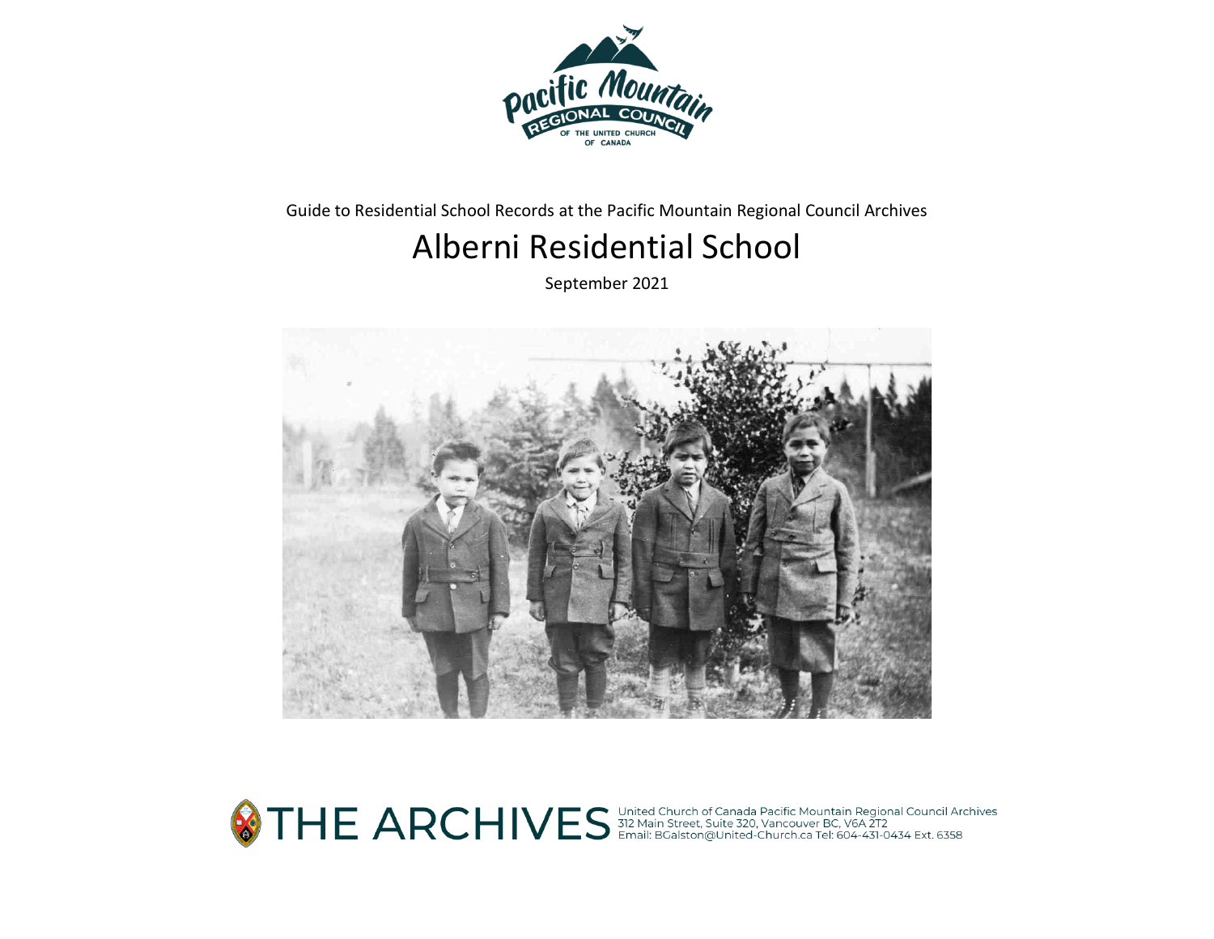Guide to Residential School Records at the Pacific Mountain Regional Council Archives

# Alberni Residential School

September 2021

THE ARCHIVES

United Church of Canada Pacific Mountain Regional Council Archives
312 Main Street, Suite 320, Vancouver BC, V6A 2T2
Email: BGalston@United-Church.ca Tel: 604-431-0434 Ext. 6358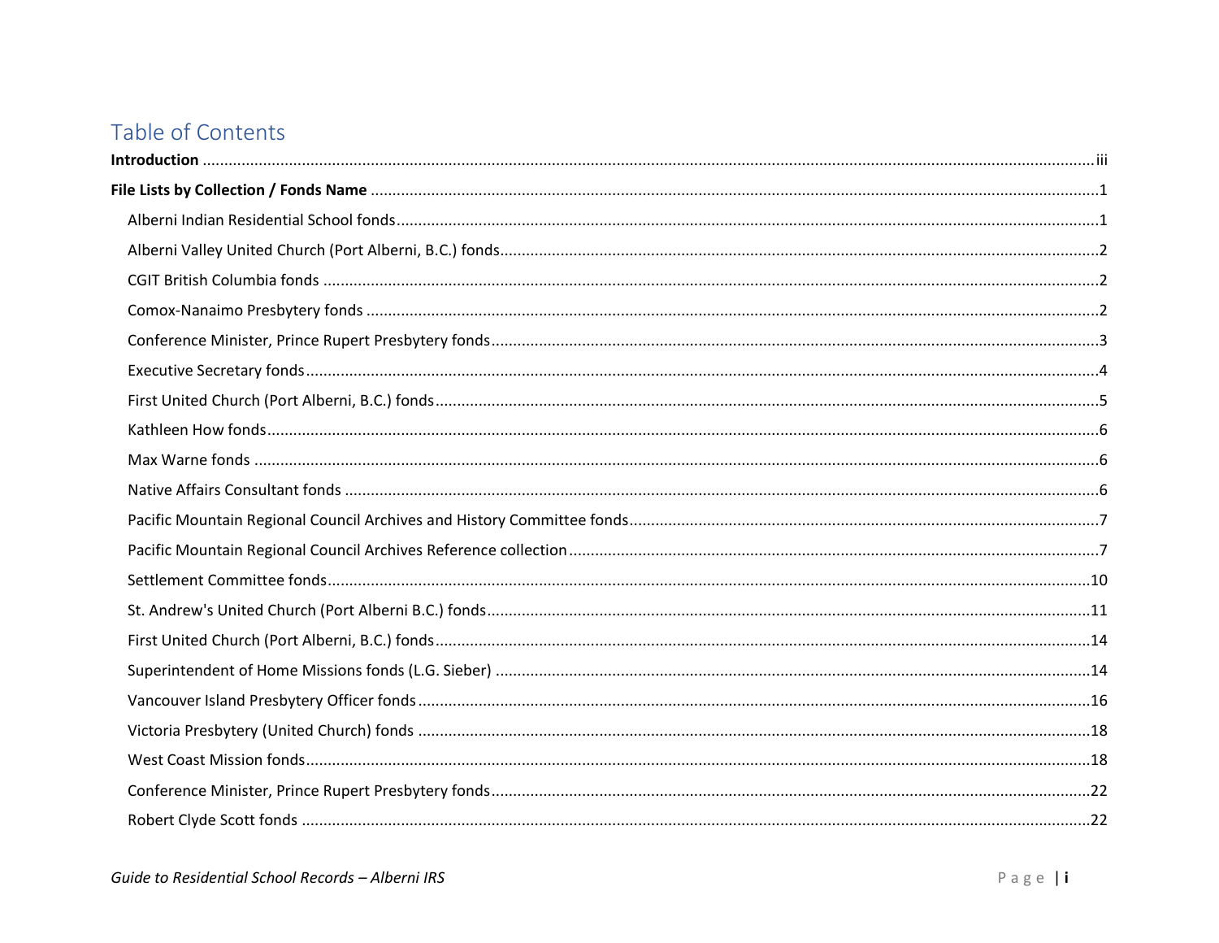# Table of Contents

**Introduction** ........ iii

**File Lists by Collection / Fonds Name** ........ 1

- Alberni Indian Residential School fonds ........ 1
- Alberni Valley United Church (Port Alberni, B.C.) fonds ........ 2
- CGIT British Columbia fonds ........ 2
- Comox-Nanaimo Presbytery fonds ........ 2
- Conference Minister, Prince Rupert Presbytery fonds ........ 3
- Executive Secretary fonds ........ 4
- First United Church (Port Alberni, B.C.) fonds ........ 5
- Kathleen How fonds ........ 6
- Max Warne fonds ........ 6
- Native Affairs Consultant fonds ........ 6
- Pacific Mountain Regional Council Archives and History Committee fonds ........ 7
- Pacific Mountain Regional Council Archives Reference collection ........ 7
- Settlement Committee fonds ........ 10
- St. Andrew's United Church (Port Alberni B.C.) fonds ........ 11
- First United Church (Port Alberni, B.C.) fonds ........ 14
- Superintendent of Home Missions fonds (L.G. Sieber) ........ 14
- Vancouver Island Presbytery Officer fonds ........ 16
- Victoria Presbytery (United Church) fonds ........ 18
- West Coast Mission fonds ........ 18
- Conference Minister, Prince Rupert Presbytery fonds ........ 22
- Robert Clyde Scott fonds ........ 22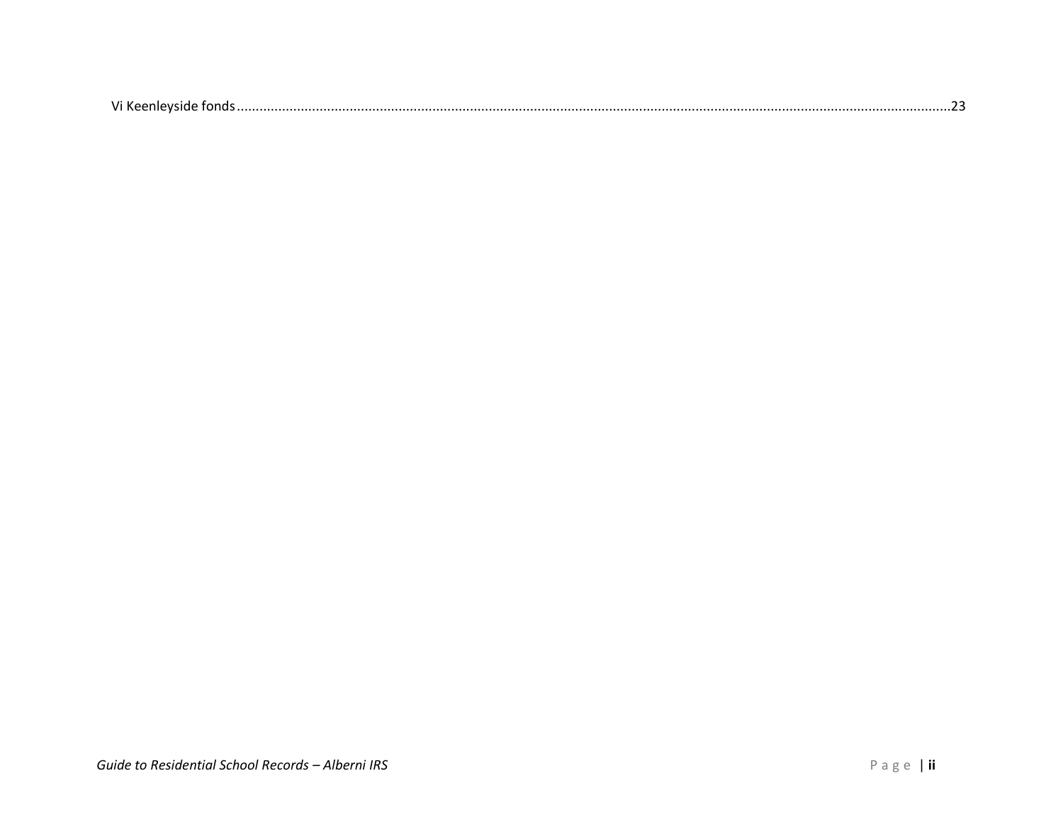Vi Keenleyside fonds.............................................................................................................................................................................23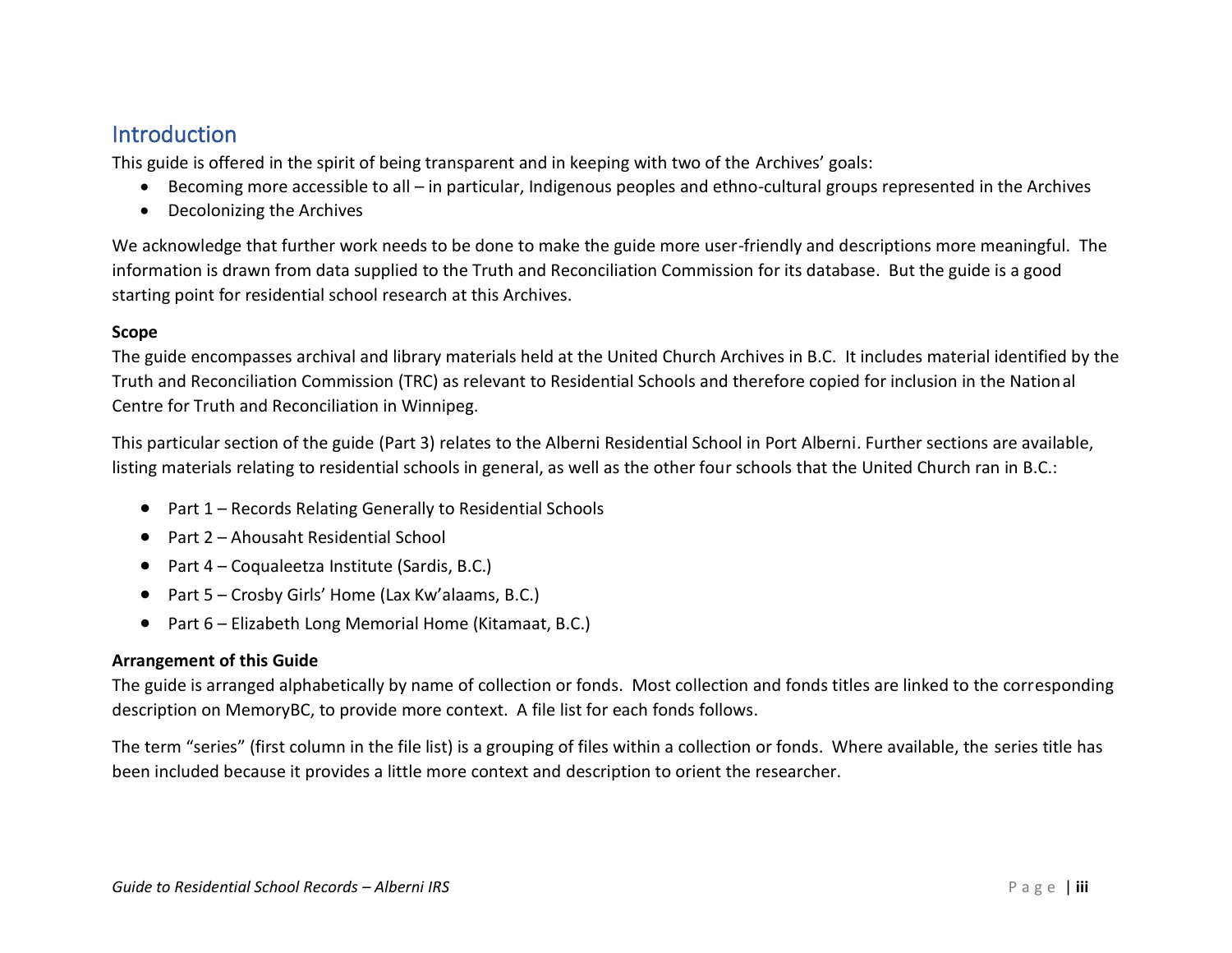## Introduction

This guide is offered in the spirit of being transparent and in keeping with two of the Archives' goals:

- Becoming more accessible to all – in particular, Indigenous peoples and ethno-cultural groups represented in the Archives
- Decolonizing the Archives

We acknowledge that further work needs to be done to make the guide more user-friendly and descriptions more meaningful. The information is drawn from data supplied to the Truth and Reconciliation Commission for its database. But the guide is a good starting point for residential school research at this Archives.

**Scope**

The guide encompasses archival and library materials held at the United Church Archives in B.C. It includes material identified by the Truth and Reconciliation Commission (TRC) as relevant to Residential Schools and therefore copied for inclusion in the National Centre for Truth and Reconciliation in Winnipeg.

This particular section of the guide (Part 3) relates to the Alberni Residential School in Port Alberni. Further sections are available, listing materials relating to residential schools in general, as well as the other four schools that the United Church ran in B.C.:

- Part 1 – Records Relating Generally to Residential Schools
- Part 2 – Ahousaht Residential School
- Part 4 – Coqualeetza Institute (Sardis, B.C.)
- Part 5 – Crosby Girls' Home (Lax Kw'alaams, B.C.)
- Part 6 – Elizabeth Long Memorial Home (Kitamaat, B.C.)

**Arrangement of this Guide**

The guide is arranged alphabetically by name of collection or fonds. Most collection and fonds titles are linked to the corresponding description on MemoryBC, to provide more context. A file list for each fonds follows.

The term "series" (first column in the file list) is a grouping of files within a collection or fonds. Where available, the series title has been included because it provides a little more context and description to orient the researcher.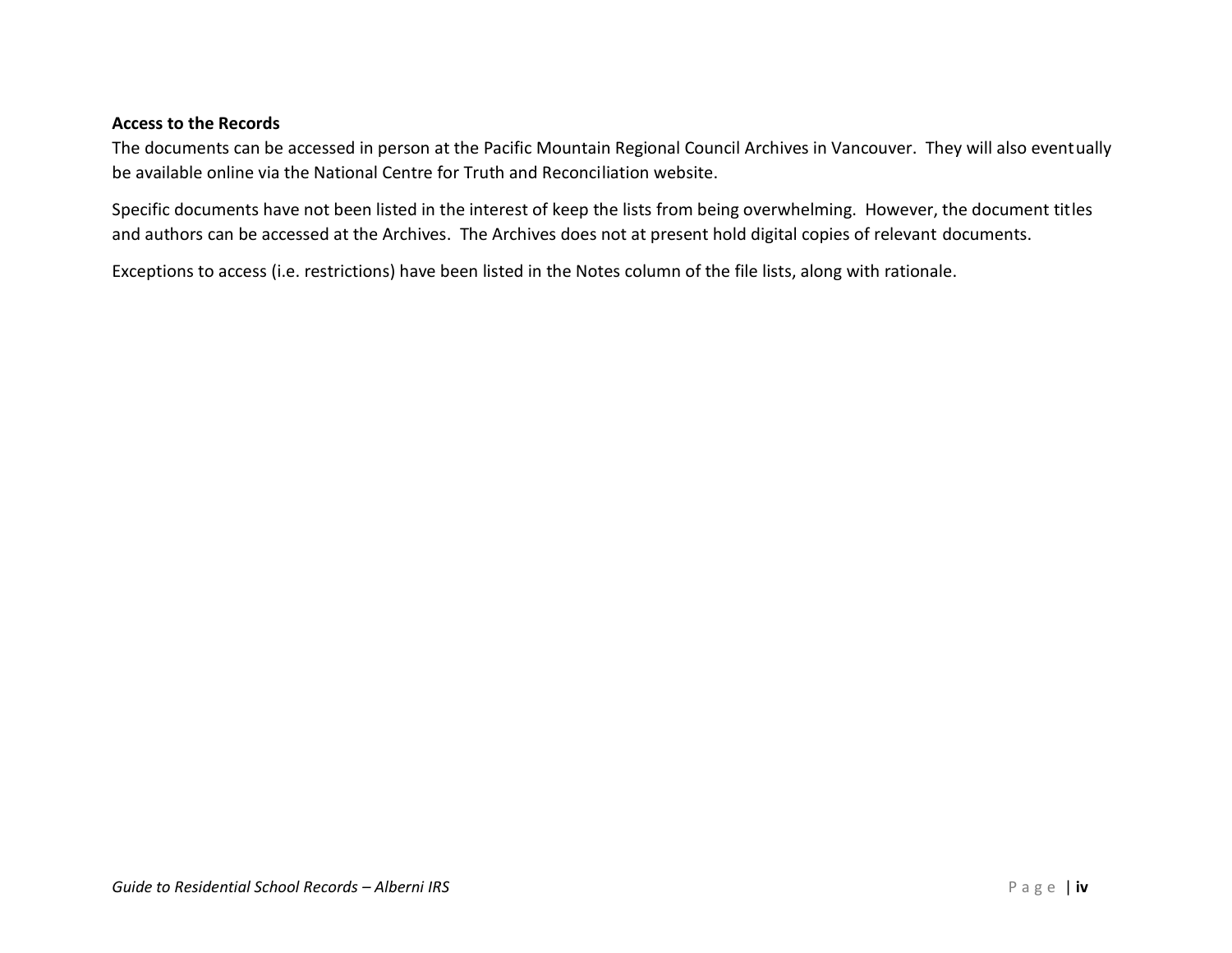**Access to the Records**

The documents can be accessed in person at the Pacific Mountain Regional Council Archives in Vancouver. They will also eventually be available online via the National Centre for Truth and Reconciliation website.

Specific documents have not been listed in the interest of keep the lists from being overwhelming. However, the document titles and authors can be accessed at the Archives. The Archives does not at present hold digital copies of relevant documents.

Exceptions to access (i.e. restrictions) have been listed in the Notes column of the file lists, along with rationale.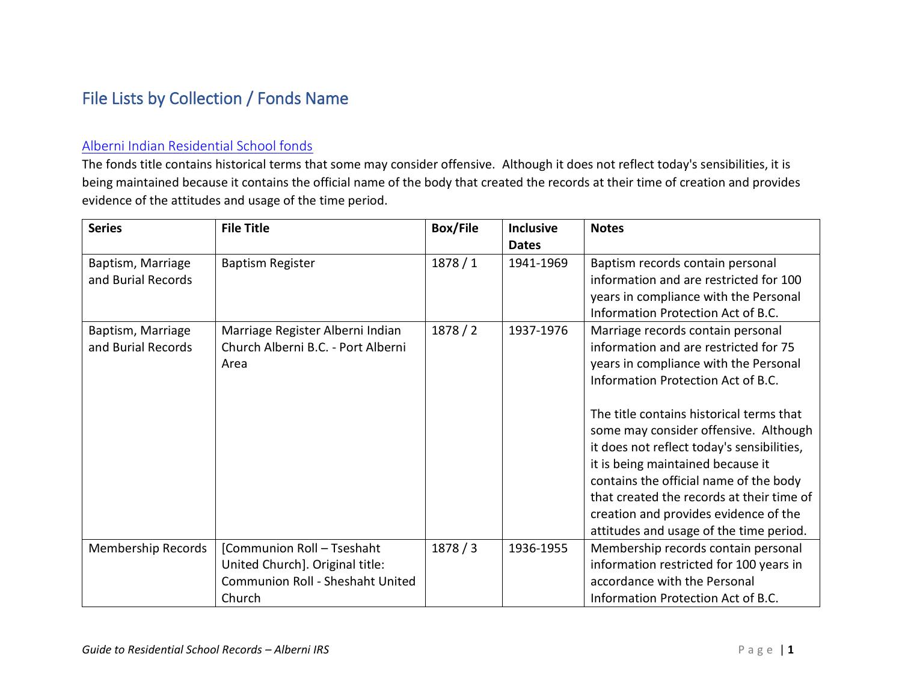# File Lists by Collection / Fonds Name

## [Alberni Indian Residential School fonds]

The fonds title contains historical terms that some may consider offensive. Although it does not reflect today's sensibilities, it is being maintained because it contains the official name of the body that created the records at their time of creation and provides evidence of the attitudes and usage of the time period.

| Series | File Title | Box/File | Inclusive Dates | Notes |
|---|---|---|---|---|
| Baptism, Marriage and Burial Records | Baptism Register | 1878 / 1 | 1941-1969 | Baptism records contain personal information and are restricted for 100 years in compliance with the Personal Information Protection Act of B.C. |
| Baptism, Marriage and Burial Records | Marriage Register Alberni Indian Church Alberni B.C. - Port Alberni Area | 1878 / 2 | 1937-1976 | Marriage records contain personal information and are restricted for 75 years in compliance with the Personal Information Protection Act of B.C.<br><br>The title contains historical terms that some may consider offensive. Although it does not reflect today's sensibilities, it is being maintained because it contains the official name of the body that created the records at their time of creation and provides evidence of the attitudes and usage of the time period. |
| Membership Records | [Communion Roll – Tseshaht United Church]. Original title: Communion Roll - Sheshaht United Church | 1878 / 3 | 1936-1955 | Membership records contain personal information restricted for 100 years in accordance with the Personal Information Protection Act of B.C. |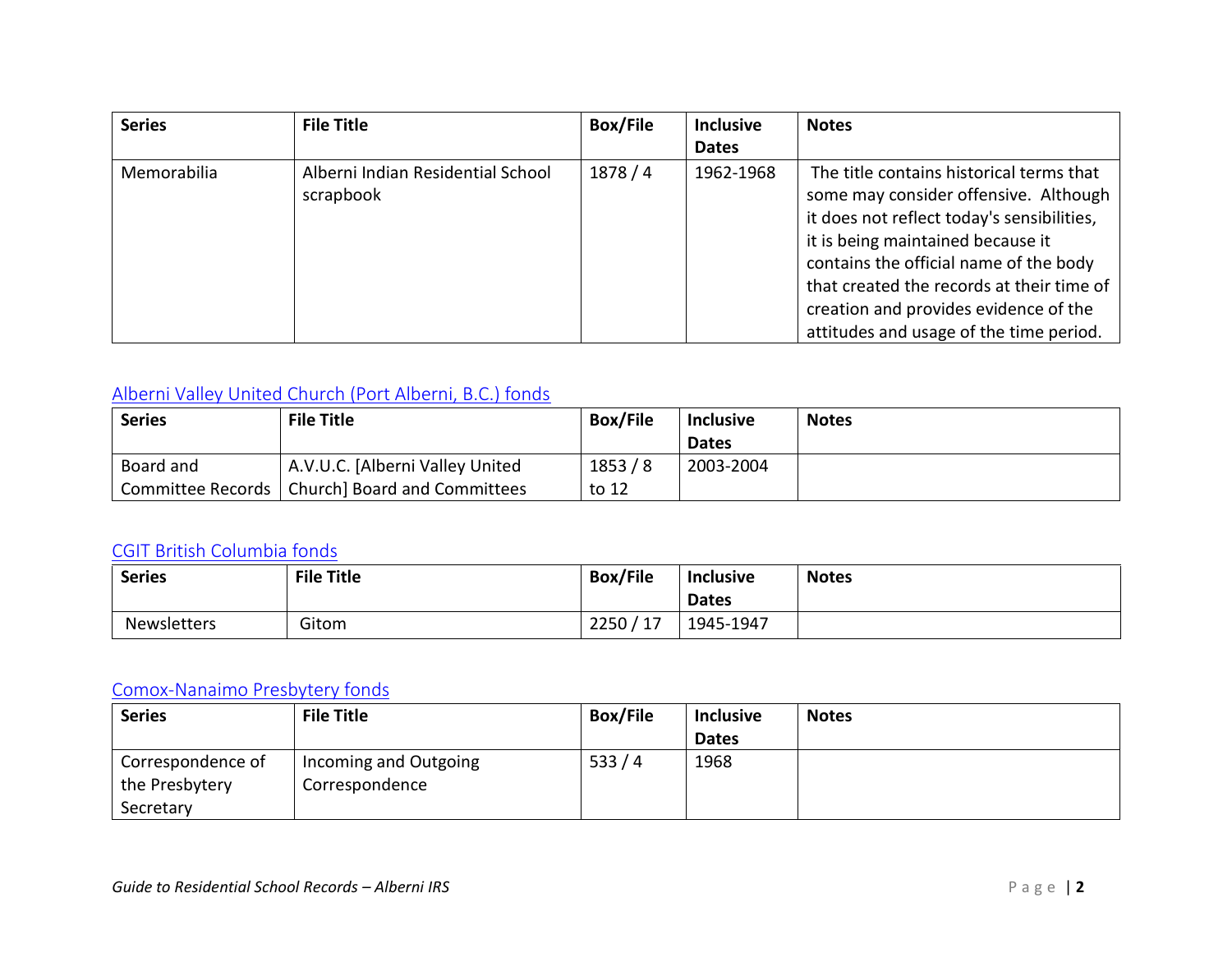| Series | File Title | Box/File | Inclusive Dates | Notes |
| --- | --- | --- | --- | --- |
| Memorabilia | Alberni Indian Residential School scrapbook | 1878 / 4 | 1962-1968 | The title contains historical terms that some may consider offensive. Although it does not reflect today's sensibilities, it is being maintained because it contains the official name of the body that created the records at their time of creation and provides evidence of the attitudes and usage of the time period. |

## Alberni Valley United Church (Port Alberni, B.C.) fonds

| Series | File Title | Box/File | Inclusive Dates | Notes |
| --- | --- | --- | --- | --- |
| Board and Committee Records | A.V.U.C. [Alberni Valley United Church] Board and Committees | 1853 / 8 to 12 | 2003-2004 | |

## CGIT British Columbia fonds

| Series | File Title | Box/File | Inclusive Dates | Notes |
| --- | --- | --- | --- | --- |
| Newsletters | Gitom | 2250 / 17 | 1945-1947 | |

## Comox-Nanaimo Presbytery fonds

| Series | File Title | Box/File | Inclusive Dates | Notes |
| --- | --- | --- | --- | --- |
| Correspondence of the Presbytery Secretary | Incoming and Outgoing Correspondence | 533 / 4 | 1968 | |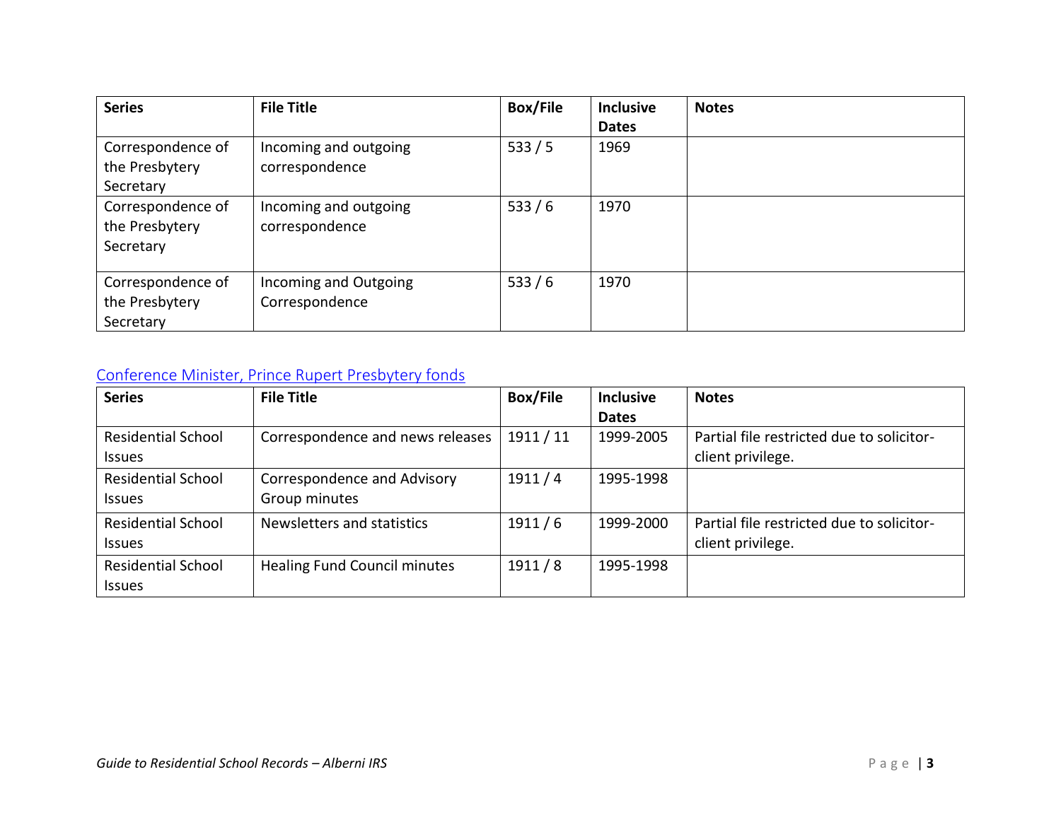| Series | File Title | Box/File | Inclusive Dates | Notes |
|---|---|---|---|---|
| Correspondence of the Presbytery Secretary | Incoming and outgoing correspondence | 533 / 5 | 1969 | |
| Correspondence of the Presbytery Secretary | Incoming and outgoing correspondence | 533 / 6 | 1970 | |
| Correspondence of the Presbytery Secretary | Incoming and Outgoing Correspondence | 533 / 6 | 1970 | |

## Conference Minister, Prince Rupert Presbytery fonds

| Series | File Title | Box/File | Inclusive Dates | Notes |
|---|---|---|---|---|
| Residential School Issues | Correspondence and news releases | 1911 / 11 | 1999-2005 | Partial file restricted due to solicitor-client privilege. |
| Residential School Issues | Correspondence and Advisory Group minutes | 1911 / 4 | 1995-1998 | |
| Residential School Issues | Newsletters and statistics | 1911 / 6 | 1999-2000 | Partial file restricted due to solicitor-client privilege. |
| Residential School Issues | Healing Fund Council minutes | 1911 / 8 | 1995-1998 | |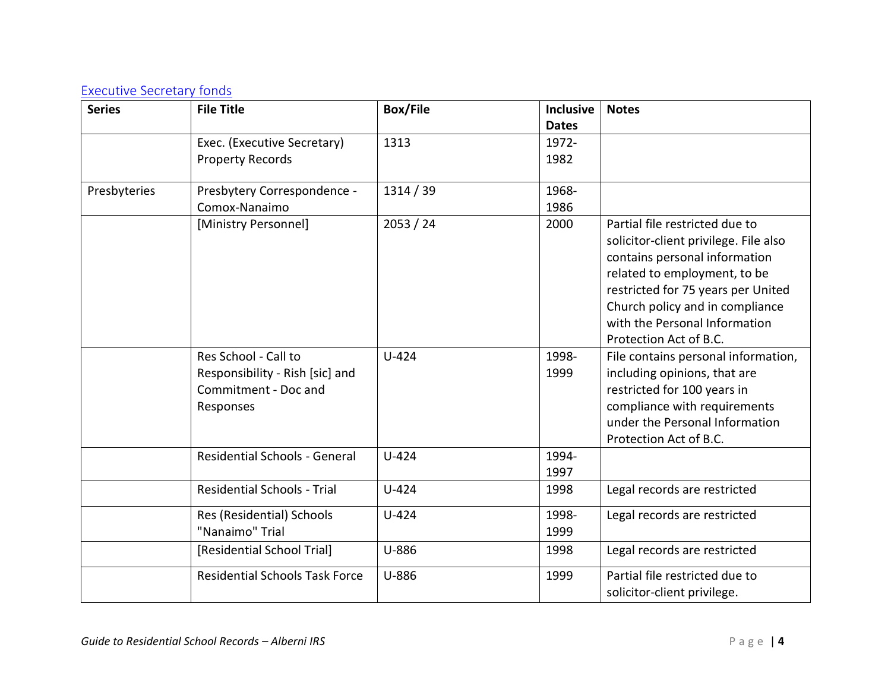[Executive Secretary fonds]

| Series | File Title | Box/File | Inclusive Dates | Notes |
|---|---|---|---|---|
| | Exec. (Executive Secretary) Property Records | 1313 | 1972-1982 | |
| Presbyteries | Presbytery Correspondence - Comox-Nanaimo | 1314 / 39 | 1968-1986 | |
| | [Ministry Personnel] | 2053 / 24 | 2000 | Partial file restricted due to solicitor-client privilege. File also contains personal information related to employment, to be restricted for 75 years per United Church policy and in compliance with the Personal Information Protection Act of B.C. |
| | Res School - Call to Responsibility - Rish [sic] and Commitment - Doc and Responses | U-424 | 1998-1999 | File contains personal information, including opinions, that are restricted for 100 years in compliance with requirements under the Personal Information Protection Act of B.C. |
| | Residential Schools - General | U-424 | 1994-1997 | |
| | Residential Schools - Trial | U-424 | 1998 | Legal records are restricted |
| | Res (Residential) Schools "Nanaimo" Trial | U-424 | 1998-1999 | Legal records are restricted |
| | [Residential School Trial] | U-886 | 1998 | Legal records are restricted |
| | Residential Schools Task Force | U-886 | 1999 | Partial file restricted due to solicitor-client privilege. |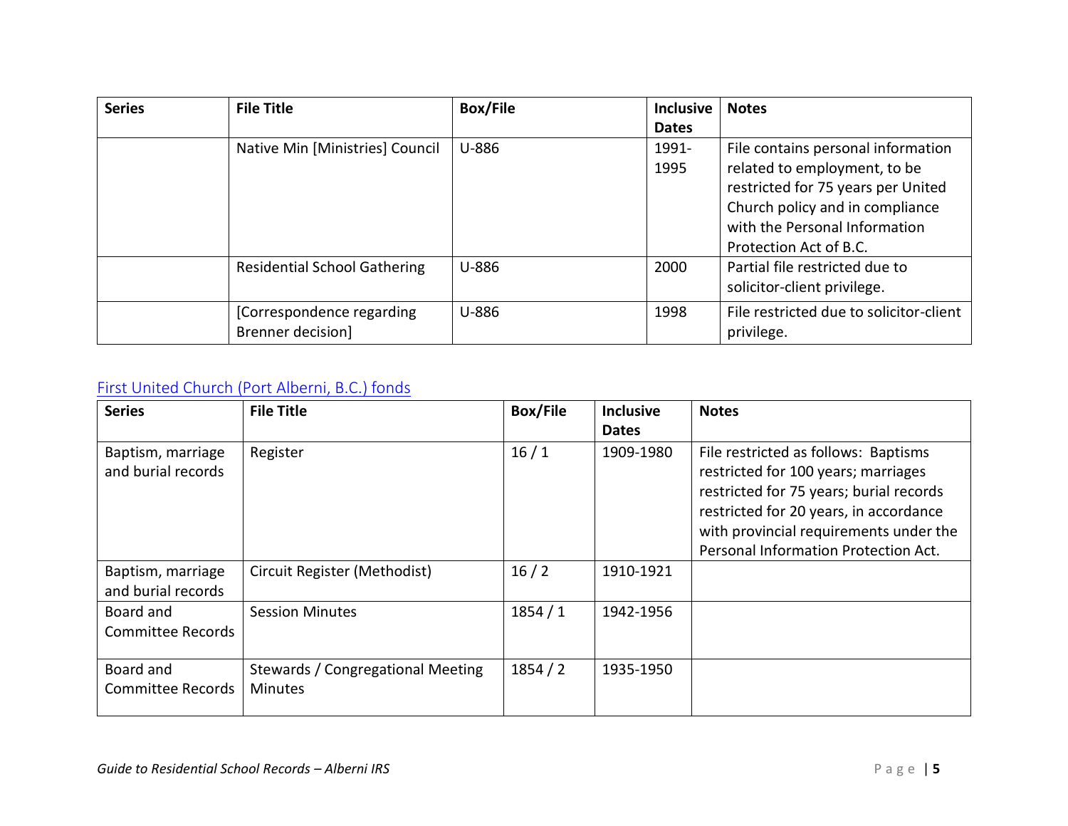| Series | File Title | Box/File | Inclusive Dates | Notes |
| --- | --- | --- | --- | --- |
| | Native Min [Ministries] Council | U-886 | 1991-1995 | File contains personal information related to employment, to be restricted for 75 years per United Church policy and in compliance with the Personal Information Protection Act of B.C. |
| | Residential School Gathering | U-886 | 2000 | Partial file restricted due to solicitor-client privilege. |
| | [Correspondence regarding Brenner decision] | U-886 | 1998 | File restricted due to solicitor-client privilege. |

## First United Church (Port Alberni, B.C.) fonds

| Series | File Title | Box/File | Inclusive Dates | Notes |
| --- | --- | --- | --- | --- |
| Baptism, marriage and burial records | Register | 16 / 1 | 1909-1980 | File restricted as follows: Baptisms restricted for 100 years; marriages restricted for 75 years; burial records restricted for 20 years, in accordance with provincial requirements under the Personal Information Protection Act. |
| Baptism, marriage and burial records | Circuit Register (Methodist) | 16 / 2 | 1910-1921 | |
| Board and Committee Records | Session Minutes | 1854 / 1 | 1942-1956 | |
| Board and Committee Records | Stewards / Congregational Meeting Minutes | 1854 / 2 | 1935-1950 | |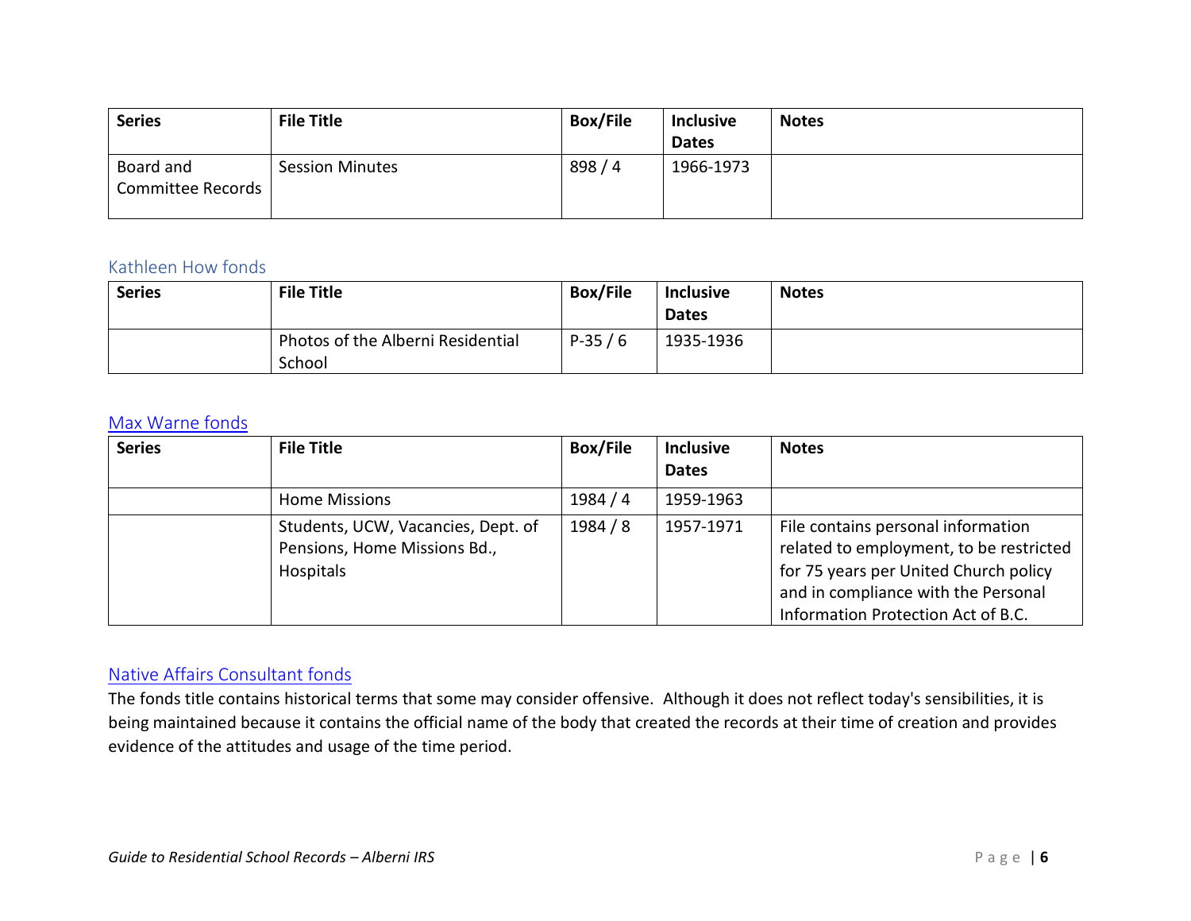| Series | File Title | Box/File | Inclusive Dates | Notes |
| --- | --- | --- | --- | --- |
| Board and Committee Records | Session Minutes | 898 / 4 | 1966-1973 | |

## Kathleen How fonds

| Series | File Title | Box/File | Inclusive Dates | Notes |
| --- | --- | --- | --- | --- |
| | Photos of the Alberni Residential School | P-35 / 6 | 1935-1936 | |

## Max Warne fonds

| Series | File Title | Box/File | Inclusive Dates | Notes |
| --- | --- | --- | --- | --- |
| | Home Missions | 1984 / 4 | 1959-1963 | |
| | Students, UCW, Vacancies, Dept. of Pensions, Home Missions Bd., Hospitals | 1984 / 8 | 1957-1971 | File contains personal information related to employment, to be restricted for 75 years per United Church policy and in compliance with the Personal Information Protection Act of B.C. |

## Native Affairs Consultant fonds

The fonds title contains historical terms that some may consider offensive. Although it does not reflect today's sensibilities, it is being maintained because it contains the official name of the body that created the records at their time of creation and provides evidence of the attitudes and usage of the time period.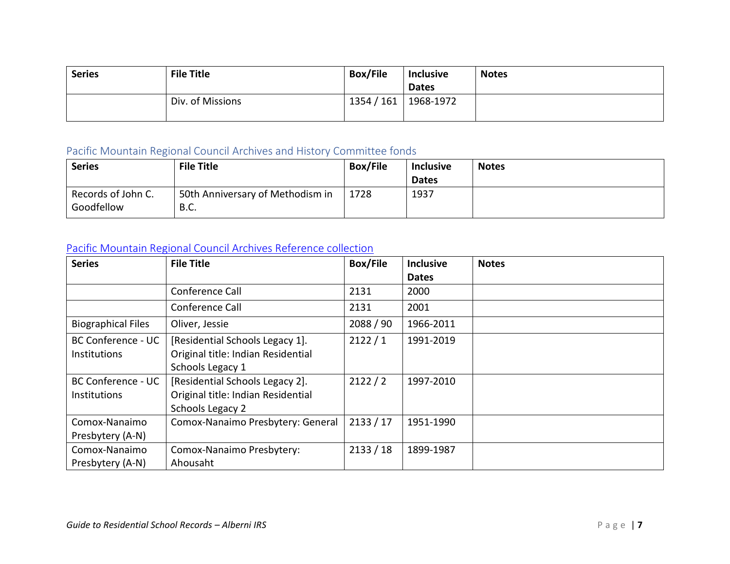| Series | File Title | Box/File | Inclusive Dates | Notes |
| --- | --- | --- | --- | --- |
| | Div. of Missions | 1354 / 161 | 1968-1972 | |

## Pacific Mountain Regional Council Archives and History Committee fonds

| Series | File Title | Box/File | Inclusive Dates | Notes |
| --- | --- | --- | --- | --- |
| Records of John C. Goodfellow | 50th Anniversary of Methodism in B.C. | 1728 | 1937 | |

## Pacific Mountain Regional Council Archives Reference collection

| Series | File Title | Box/File | Inclusive Dates | Notes |
| --- | --- | --- | --- | --- |
| | Conference Call | 2131 | 2000 | |
| | Conference Call | 2131 | 2001 | |
| Biographical Files | Oliver, Jessie | 2088 / 90 | 1966-2011 | |
| BC Conference - UC Institutions | [Residential Schools Legacy 1]. Original title: Indian Residential Schools Legacy 1 | 2122 / 1 | 1991-2019 | |
| BC Conference - UC Institutions | [Residential Schools Legacy 2]. Original title: Indian Residential Schools Legacy 2 | 2122 / 2 | 1997-2010 | |
| Comox-Nanaimo Presbytery (A-N) | Comox-Nanaimo Presbytery: General | 2133 / 17 | 1951-1990 | |
| Comox-Nanaimo Presbytery (A-N) | Comox-Nanaimo Presbytery: Ahousaht | 2133 / 18 | 1899-1987 | |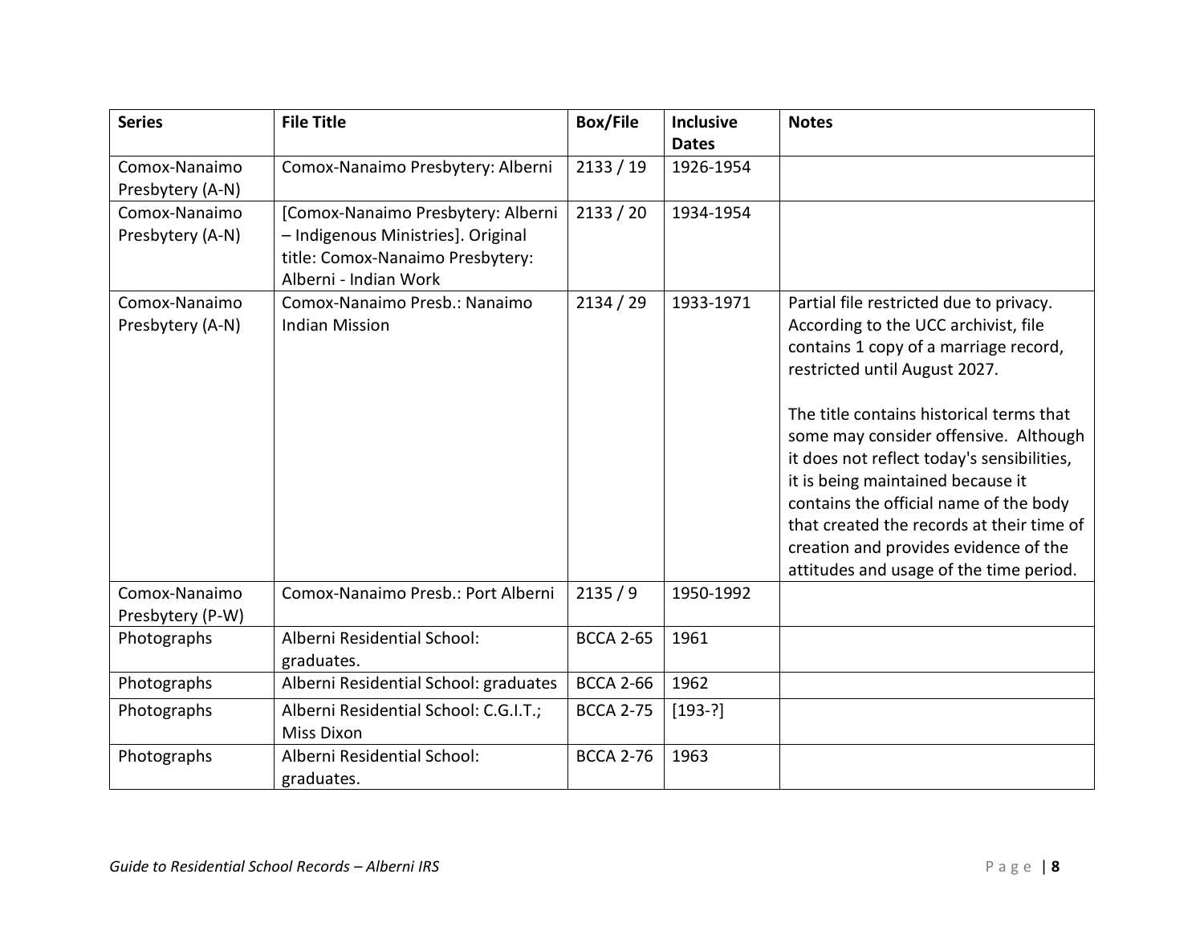| Series | File Title | Box/File | Inclusive Dates | Notes |
| --- | --- | --- | --- | --- |
| Comox-Nanaimo Presbytery (A-N) | Comox-Nanaimo Presbytery: Alberni | 2133 / 19 | 1926-1954 | |
| Comox-Nanaimo Presbytery (A-N) | [Comox-Nanaimo Presbytery: Alberni – Indigenous Ministries]. Original title: Comox-Nanaimo Presbytery: Alberni - Indian Work | 2133 / 20 | 1934-1954 | |
| Comox-Nanaimo Presbytery (A-N) | Comox-Nanaimo Presb.: Nanaimo Indian Mission | 2134 / 29 | 1933-1971 | Partial file restricted due to privacy. According to the UCC archivist, file contains 1 copy of a marriage record, restricted until August 2027. <br><br> The title contains historical terms that some may consider offensive. Although it does not reflect today's sensibilities, it is being maintained because it contains the official name of the body that created the records at their time of creation and provides evidence of the attitudes and usage of the time period. |
| Comox-Nanaimo Presbytery (P-W) | Comox-Nanaimo Presb.: Port Alberni | 2135 / 9 | 1950-1992 | |
| Photographs | Alberni Residential School: graduates. | BCCA 2-65 | 1961 | |
| Photographs | Alberni Residential School: graduates | BCCA 2-66 | 1962 | |
| Photographs | Alberni Residential School: C.G.I.T.; Miss Dixon | BCCA 2-75 | [193-?] | |
| Photographs | Alberni Residential School: graduates. | BCCA 2-76 | 1963 | |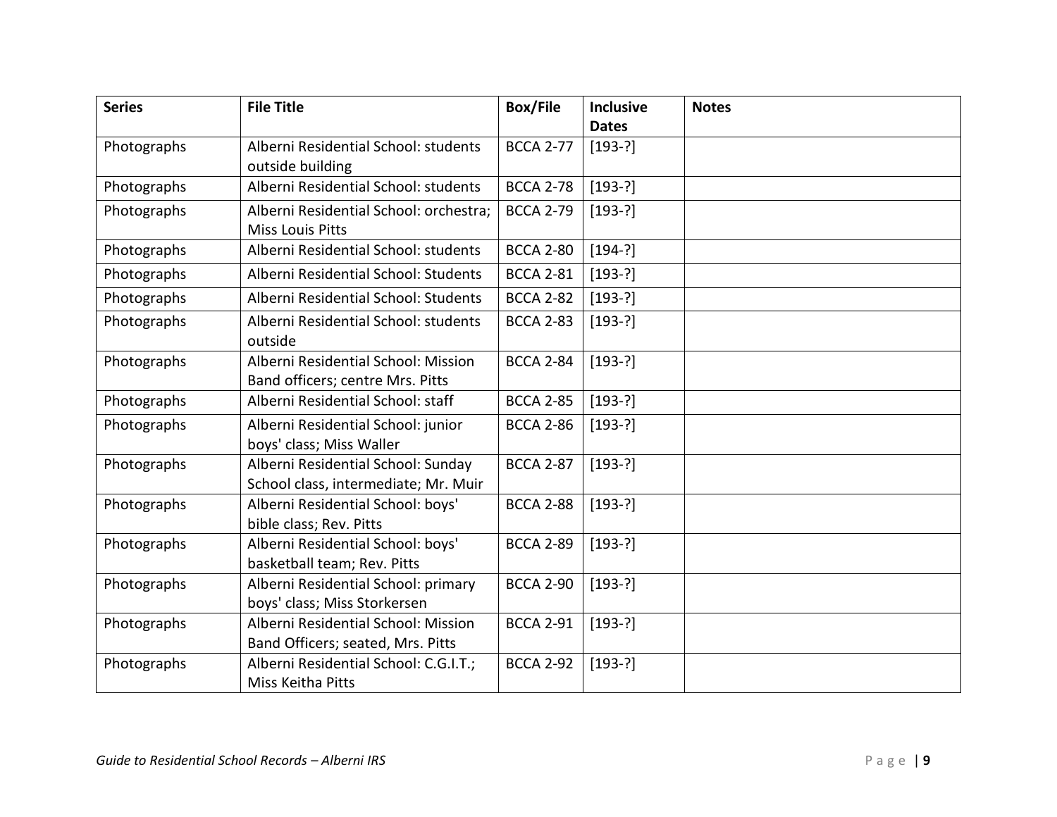| Series | File Title | Box/File | Inclusive Dates | Notes |
| --- | --- | --- | --- | --- |
| Photographs | Alberni Residential School: students outside building | BCCA 2-77 | [193-?] | |
| Photographs | Alberni Residential School: students | BCCA 2-78 | [193-?] | |
| Photographs | Alberni Residential School: orchestra; Miss Louis Pitts | BCCA 2-79 | [193-?] | |
| Photographs | Alberni Residential School: students | BCCA 2-80 | [194-?] | |
| Photographs | Alberni Residential School: Students | BCCA 2-81 | [193-?] | |
| Photographs | Alberni Residential School: Students | BCCA 2-82 | [193-?] | |
| Photographs | Alberni Residential School: students outside | BCCA 2-83 | [193-?] | |
| Photographs | Alberni Residential School: Mission Band officers; centre Mrs. Pitts | BCCA 2-84 | [193-?] | |
| Photographs | Alberni Residential School: staff | BCCA 2-85 | [193-?] | |
| Photographs | Alberni Residential School: junior boys' class; Miss Waller | BCCA 2-86 | [193-?] | |
| Photographs | Alberni Residential School: Sunday School class, intermediate; Mr. Muir | BCCA 2-87 | [193-?] | |
| Photographs | Alberni Residential School: boys' bible class; Rev. Pitts | BCCA 2-88 | [193-?] | |
| Photographs | Alberni Residential School: boys' basketball team; Rev. Pitts | BCCA 2-89 | [193-?] | |
| Photographs | Alberni Residential School: primary boys' class; Miss Storkersen | BCCA 2-90 | [193-?] | |
| Photographs | Alberni Residential School: Mission Band Officers; seated, Mrs. Pitts | BCCA 2-91 | [193-?] | |
| Photographs | Alberni Residential School: C.G.I.T.; Miss Keitha Pitts | BCCA 2-92 | [193-?] | |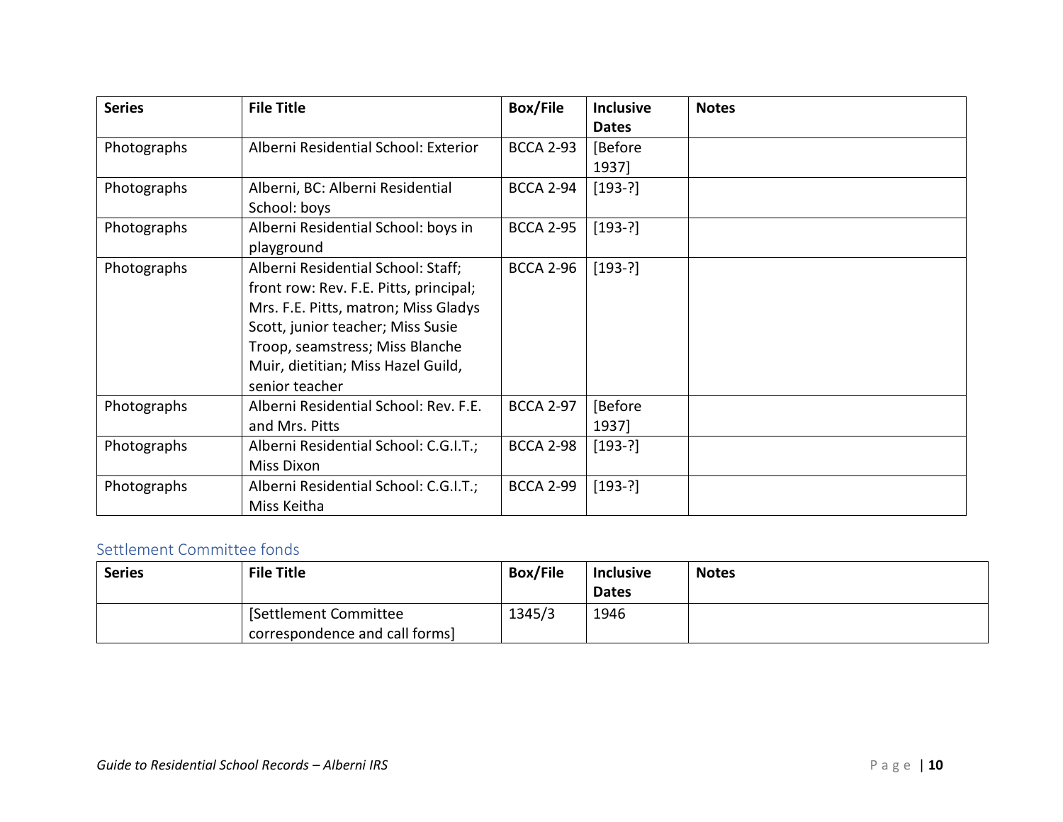| Series | File Title | Box/File | Inclusive Dates | Notes |
| --- | --- | --- | --- | --- |
| Photographs | Alberni Residential School: Exterior | BCCA 2-93 | [Before 1937] | |
| Photographs | Alberni, BC: Alberni Residential School: boys | BCCA 2-94 | [193-?] | |
| Photographs | Alberni Residential School: boys in playground | BCCA 2-95 | [193-?] | |
| Photographs | Alberni Residential School: Staff; front row: Rev. F.E. Pitts, principal; Mrs. F.E. Pitts, matron; Miss Gladys Scott, junior teacher; Miss Susie Troop, seamstress; Miss Blanche Muir, dietitian; Miss Hazel Guild, senior teacher | BCCA 2-96 | [193-?] | |
| Photographs | Alberni Residential School: Rev. F.E. and Mrs. Pitts | BCCA 2-97 | [Before 1937] | |
| Photographs | Alberni Residential School: C.G.I.T.; Miss Dixon | BCCA 2-98 | [193-?] | |
| Photographs | Alberni Residential School: C.G.I.T.; Miss Keitha | BCCA 2-99 | [193-?] | |

## Settlement Committee fonds

| Series | File Title | Box/File | Inclusive Dates | Notes |
| --- | --- | --- | --- | --- |
| | [Settlement Committee correspondence and call forms] | 1345/3 | 1946 | |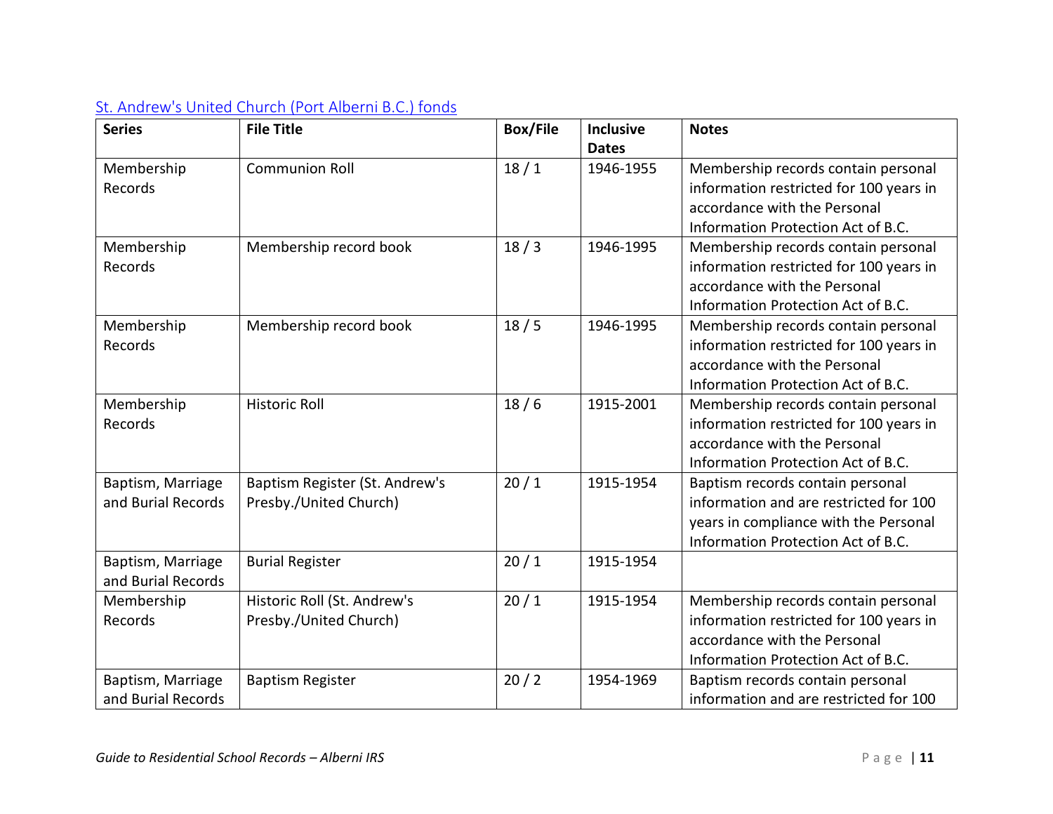[St. Andrew's United Church (Port Alberni B.C.) fonds]

| Series | File Title | Box/File | Inclusive Dates | Notes |
| --- | --- | --- | --- | --- |
| Membership Records | Communion Roll | 18 / 1 | 1946-1955 | Membership records contain personal information restricted for 100 years in accordance with the Personal Information Protection Act of B.C. |
| Membership Records | Membership record book | 18 / 3 | 1946-1995 | Membership records contain personal information restricted for 100 years in accordance with the Personal Information Protection Act of B.C. |
| Membership Records | Membership record book | 18 / 5 | 1946-1995 | Membership records contain personal information restricted for 100 years in accordance with the Personal Information Protection Act of B.C. |
| Membership Records | Historic Roll | 18 / 6 | 1915-2001 | Membership records contain personal information restricted for 100 years in accordance with the Personal Information Protection Act of B.C. |
| Baptism, Marriage and Burial Records | Baptism Register (St. Andrew's Presby./United Church) | 20 / 1 | 1915-1954 | Baptism records contain personal information and are restricted for 100 years in compliance with the Personal Information Protection Act of B.C. |
| Baptism, Marriage and Burial Records | Burial Register | 20 / 1 | 1915-1954 | |
| Membership Records | Historic Roll (St. Andrew's Presby./United Church) | 20 / 1 | 1915-1954 | Membership records contain personal information restricted for 100 years in accordance with the Personal Information Protection Act of B.C. |
| Baptism, Marriage and Burial Records | Baptism Register | 20 / 2 | 1954-1969 | Baptism records contain personal information and are restricted for 100 |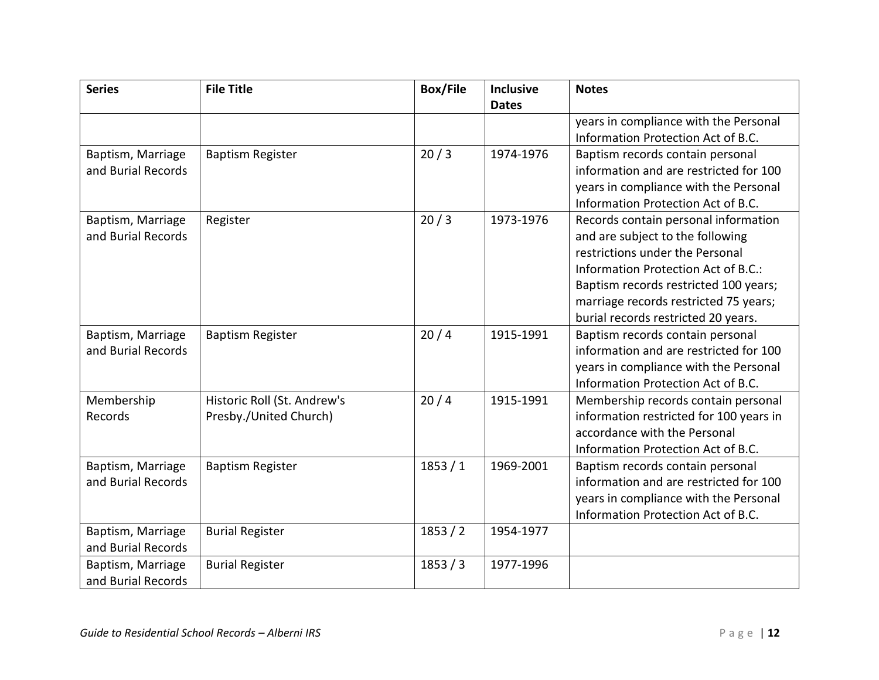| Series | File Title | Box/File | Inclusive Dates | Notes |
| --- | --- | --- | --- | --- |
| | | | | years in compliance with the Personal Information Protection Act of B.C. |
| Baptism, Marriage and Burial Records | Baptism Register | 20 / 3 | 1974-1976 | Baptism records contain personal information and are restricted for 100 years in compliance with the Personal Information Protection Act of B.C. |
| Baptism, Marriage and Burial Records | Register | 20 / 3 | 1973-1976 | Records contain personal information and are subject to the following restrictions under the Personal Information Protection Act of B.C.: Baptism records restricted 100 years; marriage records restricted 75 years; burial records restricted 20 years. |
| Baptism, Marriage and Burial Records | Baptism Register | 20 / 4 | 1915-1991 | Baptism records contain personal information and are restricted for 100 years in compliance with the Personal Information Protection Act of B.C. |
| Membership Records | Historic Roll (St. Andrew's Presby./United Church) | 20 / 4 | 1915-1991 | Membership records contain personal information restricted for 100 years in accordance with the Personal Information Protection Act of B.C. |
| Baptism, Marriage and Burial Records | Baptism Register | 1853 / 1 | 1969-2001 | Baptism records contain personal information and are restricted for 100 years in compliance with the Personal Information Protection Act of B.C. |
| Baptism, Marriage and Burial Records | Burial Register | 1853 / 2 | 1954-1977 | |
| Baptism, Marriage and Burial Records | Burial Register | 1853 / 3 | 1977-1996 | |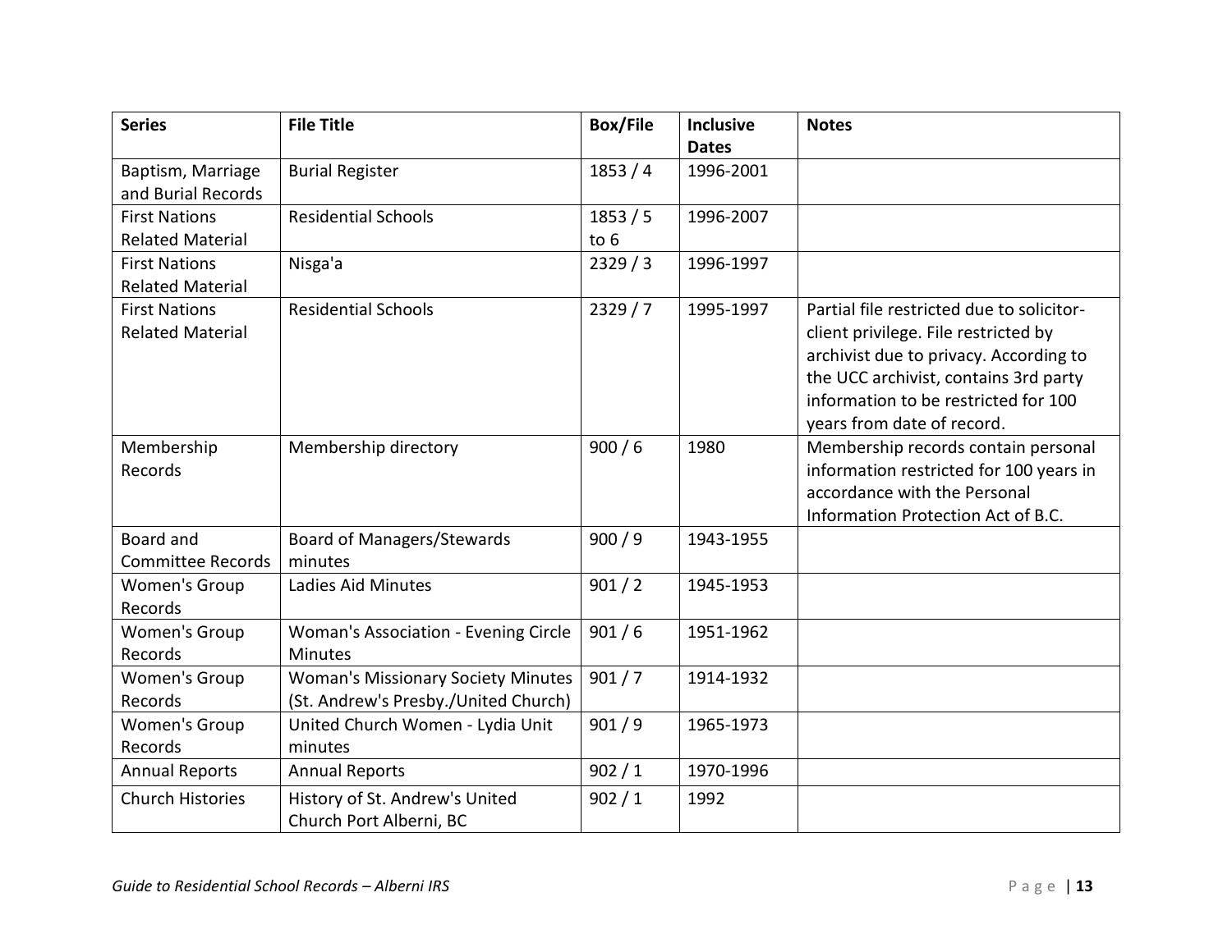| Series | File Title | Box/File | Inclusive Dates | Notes |
| --- | --- | --- | --- | --- |
| Baptism, Marriage and Burial Records | Burial Register | 1853 / 4 | 1996-2001 | |
| First Nations Related Material | Residential Schools | 1853 / 5 to 6 | 1996-2007 | |
| First Nations Related Material | Nisga'a | 2329 / 3 | 1996-1997 | |
| First Nations Related Material | Residential Schools | 2329 / 7 | 1995-1997 | Partial file restricted due to solicitor-client privilege. File restricted by archivist due to privacy. According to the UCC archivist, contains 3rd party information to be restricted for 100 years from date of record. |
| Membership Records | Membership directory | 900 / 6 | 1980 | Membership records contain personal information restricted for 100 years in accordance with the Personal Information Protection Act of B.C. |
| Board and Committee Records | Board of Managers/Stewards minutes | 900 / 9 | 1943-1955 | |
| Women's Group Records | Ladies Aid Minutes | 901 / 2 | 1945-1953 | |
| Women's Group Records | Woman's Association - Evening Circle Minutes | 901 / 6 | 1951-1962 | |
| Women's Group Records | Woman's Missionary Society Minutes (St. Andrew's Presby./United Church) | 901 / 7 | 1914-1932 | |
| Women's Group Records | United Church Women - Lydia Unit minutes | 901 / 9 | 1965-1973 | |
| Annual Reports | Annual Reports | 902 / 1 | 1970-1996 | |
| Church Histories | History of St. Andrew's United Church Port Alberni, BC | 902 / 1 | 1992 | |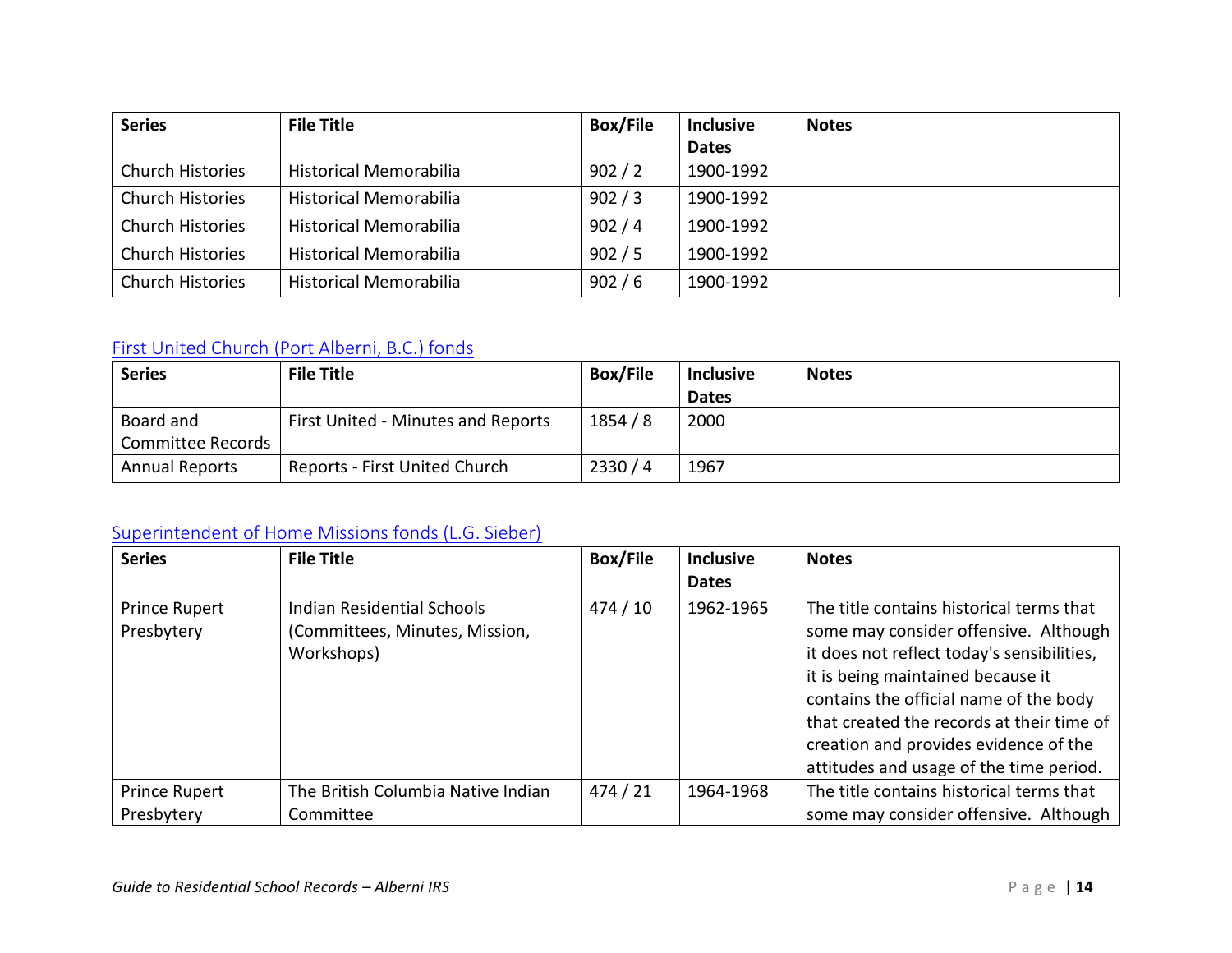| Series | File Title | Box/File | Inclusive Dates | Notes |
| --- | --- | --- | --- | --- |
| Church Histories | Historical Memorabilia | 902 / 2 | 1900-1992 | |
| Church Histories | Historical Memorabilia | 902 / 3 | 1900-1992 | |
| Church Histories | Historical Memorabilia | 902 / 4 | 1900-1992 | |
| Church Histories | Historical Memorabilia | 902 / 5 | 1900-1992 | |
| Church Histories | Historical Memorabilia | 902 / 6 | 1900-1992 | |

### First United Church (Port Alberni, B.C.) fonds

| Series | File Title | Box/File | Inclusive Dates | Notes |
| --- | --- | --- | --- | --- |
| Board and Committee Records | First United - Minutes and Reports | 1854 / 8 | 2000 | |
| Annual Reports | Reports - First United Church | 2330 / 4 | 1967 | |

### Superintendent of Home Missions fonds (L.G. Sieber)

| Series | File Title | Box/File | Inclusive Dates | Notes |
| --- | --- | --- | --- | --- |
| Prince Rupert Presbytery | Indian Residential Schools (Committees, Minutes, Mission, Workshops) | 474 / 10 | 1962-1965 | The title contains historical terms that some may consider offensive. Although it does not reflect today's sensibilities, it is being maintained because it contains the official name of the body that created the records at their time of creation and provides evidence of the attitudes and usage of the time period. |
| Prince Rupert Presbytery | The British Columbia Native Indian Committee | 474 / 21 | 1964-1968 | The title contains historical terms that some may consider offensive. Although |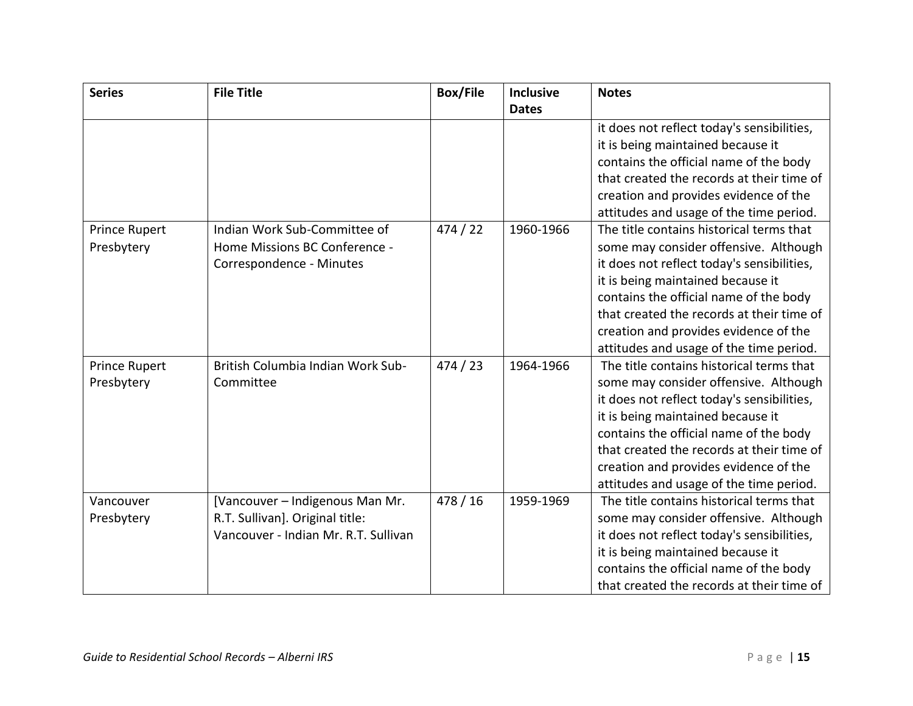| Series | File Title | Box/File | Inclusive Dates | Notes |
|---|---|---|---|---|
| | | | | it does not reflect today's sensibilities, it is being maintained because it contains the official name of the body that created the records at their time of creation and provides evidence of the attitudes and usage of the time period. |
| Prince Rupert Presbytery | Indian Work Sub-Committee of Home Missions BC Conference - Correspondence - Minutes | 474 / 22 | 1960-1966 | The title contains historical terms that some may consider offensive. Although it does not reflect today's sensibilities, it is being maintained because it contains the official name of the body that created the records at their time of creation and provides evidence of the attitudes and usage of the time period. |
| Prince Rupert Presbytery | British Columbia Indian Work Sub-Committee | 474 / 23 | 1964-1966 | The title contains historical terms that some may consider offensive. Although it does not reflect today's sensibilities, it is being maintained because it contains the official name of the body that created the records at their time of creation and provides evidence of the attitudes and usage of the time period. |
| Vancouver Presbytery | [Vancouver – Indigenous Man Mr. R.T. Sullivan]. Original title: Vancouver - Indian Mr. R.T. Sullivan | 478 / 16 | 1959-1969 | The title contains historical terms that some may consider offensive. Although it does not reflect today's sensibilities, it is being maintained because it contains the official name of the body that created the records at their time of |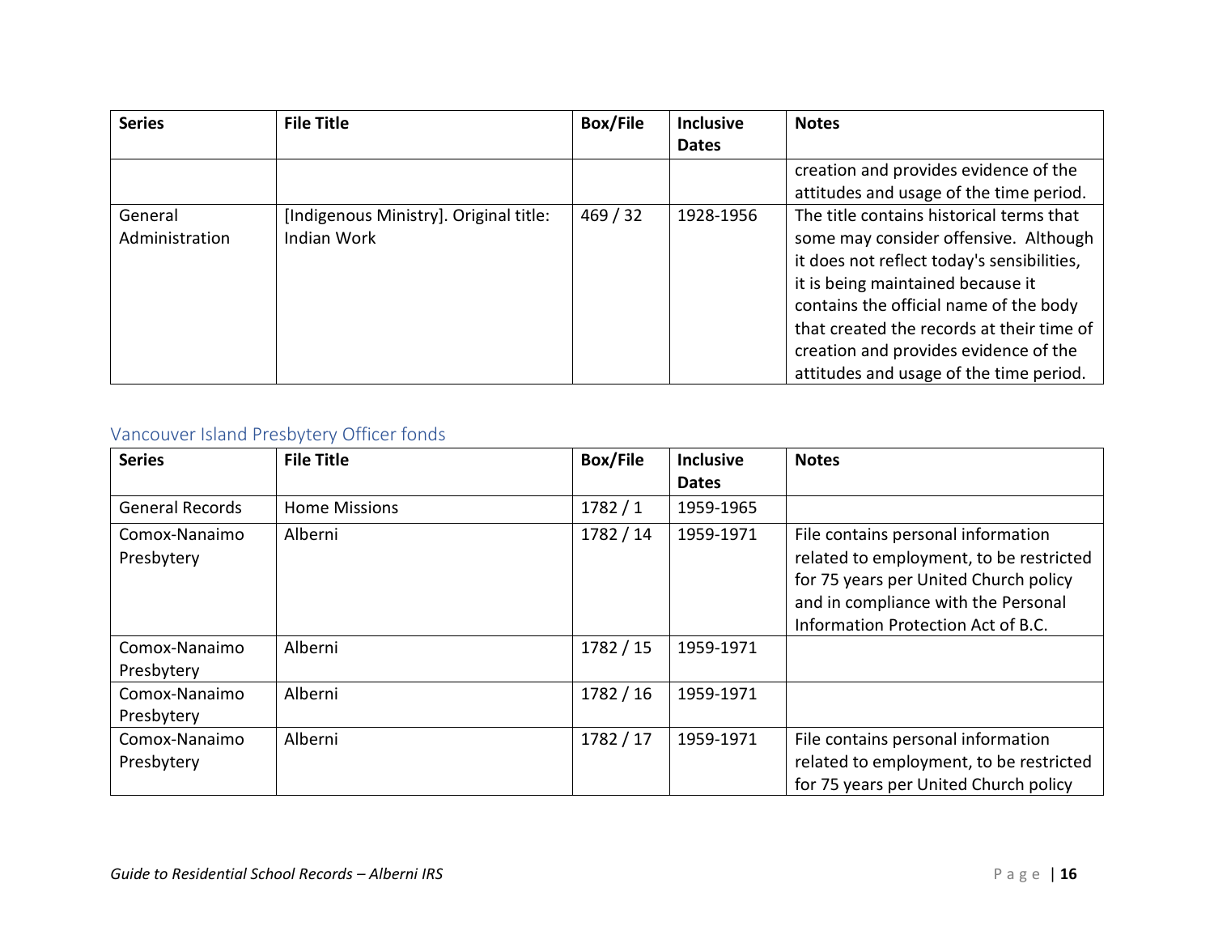| Series | File Title | Box/File | Inclusive Dates | Notes |
| --- | --- | --- | --- | --- |
| | | | | creation and provides evidence of the attitudes and usage of the time period. |
| General Administration | [Indigenous Ministry]. Original title: Indian Work | 469 / 32 | 1928-1956 | The title contains historical terms that some may consider offensive. Although it does not reflect today's sensibilities, it is being maintained because it contains the official name of the body that created the records at their time of creation and provides evidence of the attitudes and usage of the time period. |

## Vancouver Island Presbytery Officer fonds

| Series | File Title | Box/File | Inclusive Dates | Notes |
| --- | --- | --- | --- | --- |
| General Records | Home Missions | 1782 / 1 | 1959-1965 | |
| Comox-Nanaimo Presbytery | Alberni | 1782 / 14 | 1959-1971 | File contains personal information related to employment, to be restricted for 75 years per United Church policy and in compliance with the Personal Information Protection Act of B.C. |
| Comox-Nanaimo Presbytery | Alberni | 1782 / 15 | 1959-1971 | |
| Comox-Nanaimo Presbytery | Alberni | 1782 / 16 | 1959-1971 | |
| Comox-Nanaimo Presbytery | Alberni | 1782 / 17 | 1959-1971 | File contains personal information related to employment, to be restricted for 75 years per United Church policy |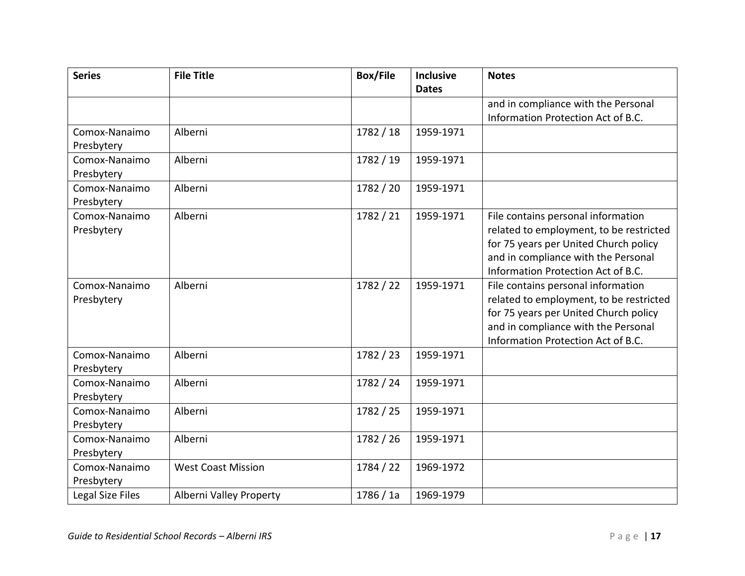| Series | File Title | Box/File | Inclusive Dates | Notes |
|---|---|---|---|---|
| | | | | and in compliance with the Personal Information Protection Act of B.C. |
| Comox-Nanaimo Presbytery | Alberni | 1782 / 18 | 1959-1971 | |
| Comox-Nanaimo Presbytery | Alberni | 1782 / 19 | 1959-1971 | |
| Comox-Nanaimo Presbytery | Alberni | 1782 / 20 | 1959-1971 | |
| Comox-Nanaimo Presbytery | Alberni | 1782 / 21 | 1959-1971 | File contains personal information related to employment, to be restricted for 75 years per United Church policy and in compliance with the Personal Information Protection Act of B.C. |
| Comox-Nanaimo Presbytery | Alberni | 1782 / 22 | 1959-1971 | File contains personal information related to employment, to be restricted for 75 years per United Church policy and in compliance with the Personal Information Protection Act of B.C. |
| Comox-Nanaimo Presbytery | Alberni | 1782 / 23 | 1959-1971 | |
| Comox-Nanaimo Presbytery | Alberni | 1782 / 24 | 1959-1971 | |
| Comox-Nanaimo Presbytery | Alberni | 1782 / 25 | 1959-1971 | |
| Comox-Nanaimo Presbytery | Alberni | 1782 / 26 | 1959-1971 | |
| Comox-Nanaimo Presbytery | West Coast Mission | 1784 / 22 | 1969-1972 | |
| Legal Size Files | Alberni Valley Property | 1786 / 1a | 1969-1979 | |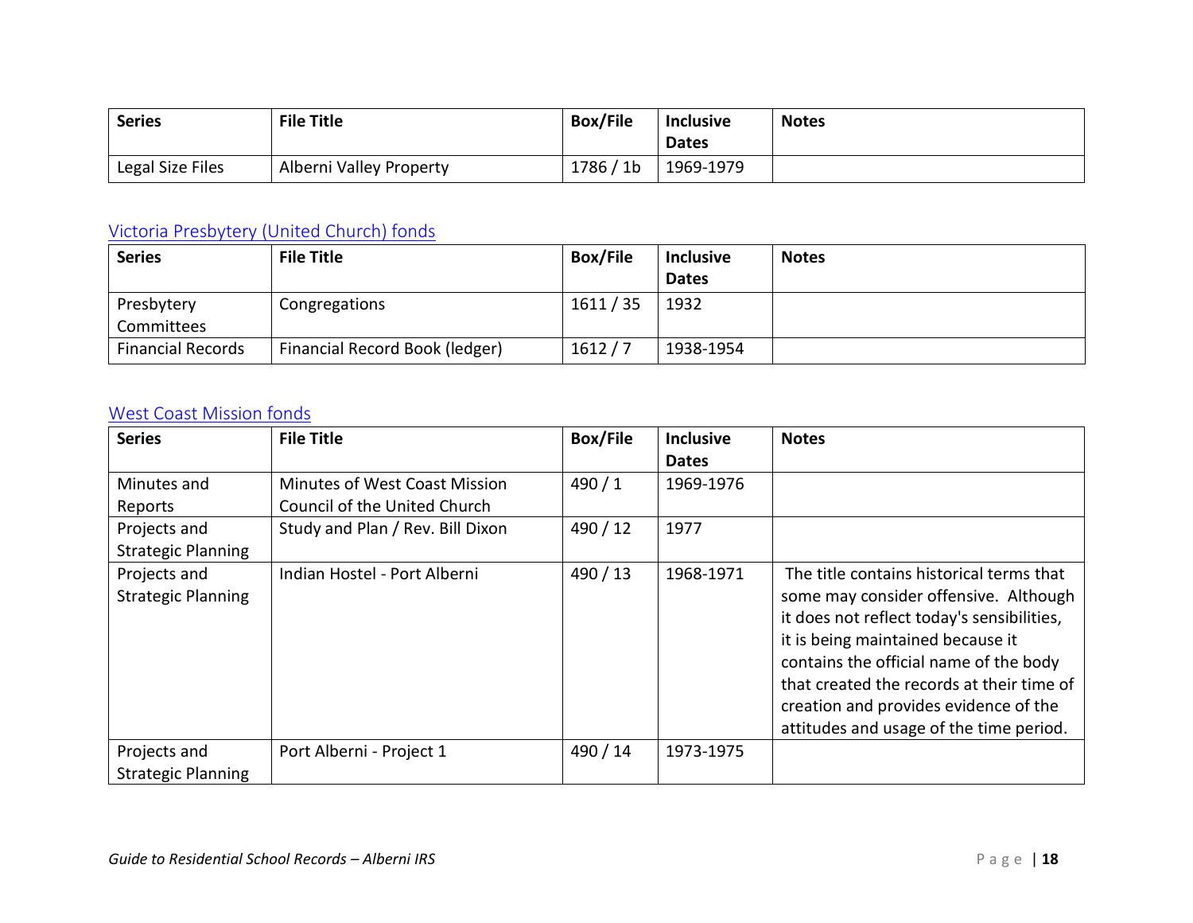| Series | File Title | Box/File | Inclusive Dates | Notes |
|---|---|---|---|---|
| Legal Size Files | Alberni Valley Property | 1786 / 1b | 1969-1979 | |

## Victoria Presbytery (United Church) fonds

| Series | File Title | Box/File | Inclusive Dates | Notes |
|---|---|---|---|---|
| Presbytery Committees | Congregations | 1611 / 35 | 1932 | |
| Financial Records | Financial Record Book (ledger) | 1612 / 7 | 1938-1954 | |

## West Coast Mission fonds

| Series | File Title | Box/File | Inclusive Dates | Notes |
|---|---|---|---|---|
| Minutes and Reports | Minutes of West Coast Mission Council of the United Church | 490 / 1 | 1969-1976 | |
| Projects and Strategic Planning | Study and Plan / Rev. Bill Dixon | 490 / 12 | 1977 | |
| Projects and Strategic Planning | Indian Hostel - Port Alberni | 490 / 13 | 1968-1971 | The title contains historical terms that some may consider offensive. Although it does not reflect today's sensibilities, it is being maintained because it contains the official name of the body that created the records at their time of creation and provides evidence of the attitudes and usage of the time period. |
| Projects and Strategic Planning | Port Alberni - Project 1 | 490 / 14 | 1973-1975 | |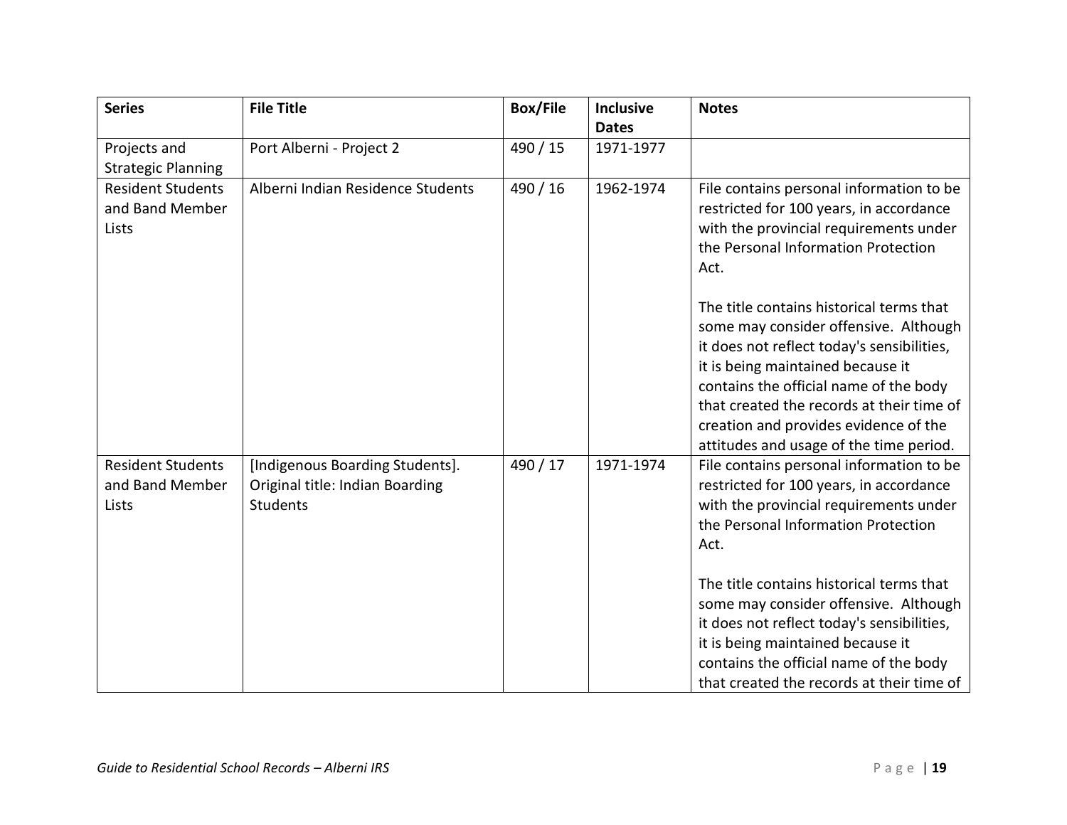| Series | File Title | Box/File | Inclusive Dates | Notes |
|---|---|---|---|---|
| Projects and Strategic Planning | Port Alberni - Project 2 | 490 / 15 | 1971-1977 | |
| Resident Students and Band Member Lists | Alberni Indian Residence Students | 490 / 16 | 1962-1974 | File contains personal information to be restricted for 100 years, in accordance with the provincial requirements under the Personal Information Protection Act.<br><br>The title contains historical terms that some may consider offensive. Although it does not reflect today's sensibilities, it is being maintained because it contains the official name of the body that created the records at their time of creation and provides evidence of the attitudes and usage of the time period. |
| Resident Students and Band Member Lists | [Indigenous Boarding Students]. Original title: Indian Boarding Students | 490 / 17 | 1971-1974 | File contains personal information to be restricted for 100 years, in accordance with the provincial requirements under the Personal Information Protection Act.<br><br>The title contains historical terms that some may consider offensive. Although it does not reflect today's sensibilities, it is being maintained because it contains the official name of the body that created the records at their time of |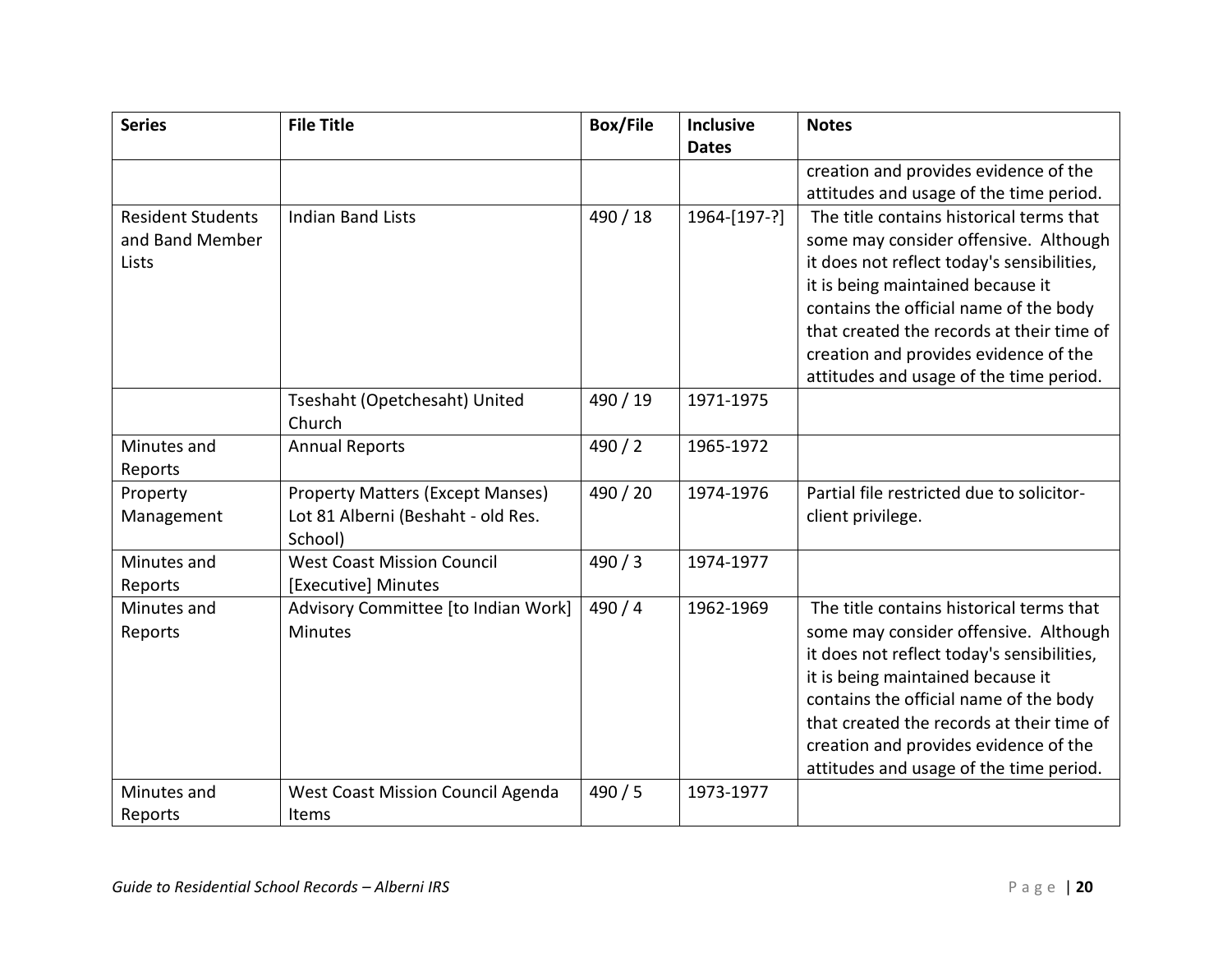| Series | File Title | Box/File | Inclusive Dates | Notes |
| --- | --- | --- | --- | --- |
| | | | | creation and provides evidence of the attitudes and usage of the time period. |
| Resident Students and Band Member Lists | Indian Band Lists | 490 / 18 | 1964-[197-?] | The title contains historical terms that some may consider offensive. Although it does not reflect today's sensibilities, it is being maintained because it contains the official name of the body that created the records at their time of creation and provides evidence of the attitudes and usage of the time period. |
| | Tseshaht (Opetchesaht) United Church | 490 / 19 | 1971-1975 | |
| Minutes and Reports | Annual Reports | 490 / 2 | 1965-1972 | |
| Property Management | Property Matters (Except Manses) Lot 81 Alberni (Beshaht - old Res. School) | 490 / 20 | 1974-1976 | Partial file restricted due to solicitor-client privilege. |
| Minutes and Reports | West Coast Mission Council [Executive] Minutes | 490 / 3 | 1974-1977 | |
| Minutes and Reports | Advisory Committee [to Indian Work] Minutes | 490 / 4 | 1962-1969 | The title contains historical terms that some may consider offensive. Although it does not reflect today's sensibilities, it is being maintained because it contains the official name of the body that created the records at their time of creation and provides evidence of the attitudes and usage of the time period. |
| Minutes and Reports | West Coast Mission Council Agenda Items | 490 / 5 | 1973-1977 | |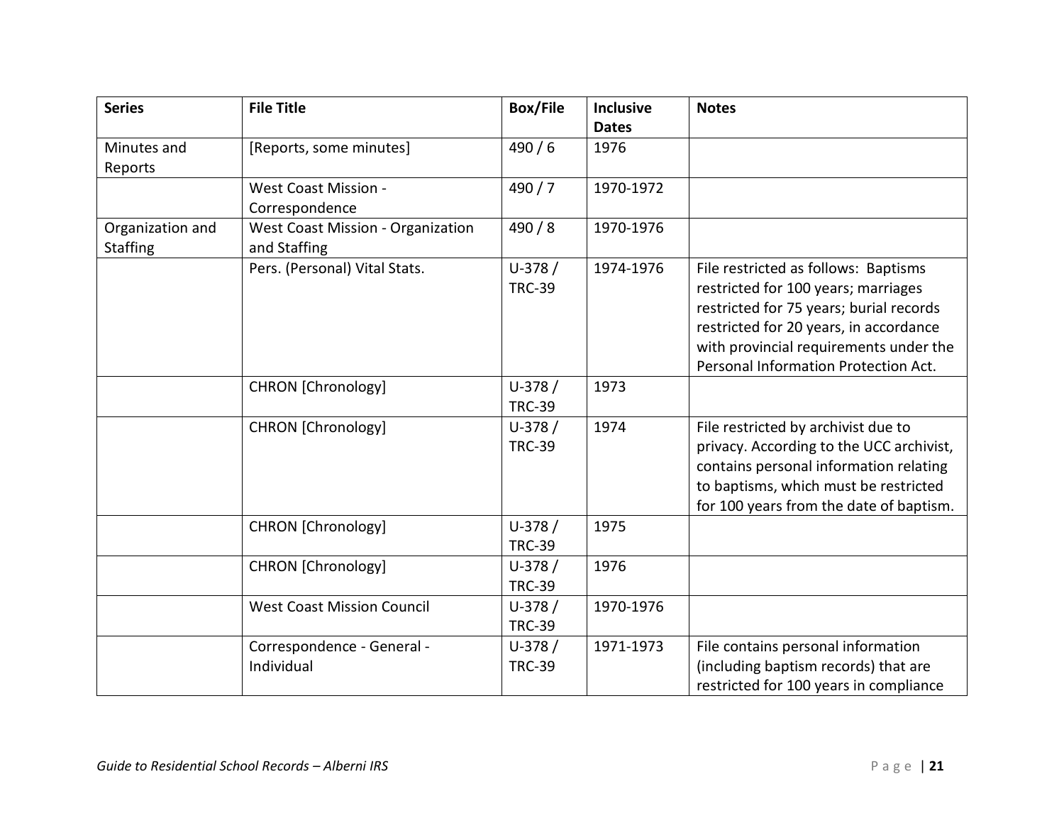| Series | File Title | Box/File | Inclusive Dates | Notes |
|---|---|---|---|---|
| Minutes and Reports | [Reports, some minutes] | 490 / 6 | 1976 | |
| | West Coast Mission - Correspondence | 490 / 7 | 1970-1972 | |
| Organization and Staffing | West Coast Mission - Organization and Staffing | 490 / 8 | 1970-1976 | |
| | Pers. (Personal) Vital Stats. | U-378 / TRC-39 | 1974-1976 | File restricted as follows: Baptisms restricted for 100 years; marriages restricted for 75 years; burial records restricted for 20 years, in accordance with provincial requirements under the Personal Information Protection Act. |
| | CHRON [Chronology] | U-378 / TRC-39 | 1973 | |
| | CHRON [Chronology] | U-378 / TRC-39 | 1974 | File restricted by archivist due to privacy. According to the UCC archivist, contains personal information relating to baptisms, which must be restricted for 100 years from the date of baptism. |
| | CHRON [Chronology] | U-378 / TRC-39 | 1975 | |
| | CHRON [Chronology] | U-378 / TRC-39 | 1976 | |
| | West Coast Mission Council | U-378 / TRC-39 | 1970-1976 | |
| | Correspondence - General - Individual | U-378 / TRC-39 | 1971-1973 | File contains personal information (including baptism records) that are restricted for 100 years in compliance |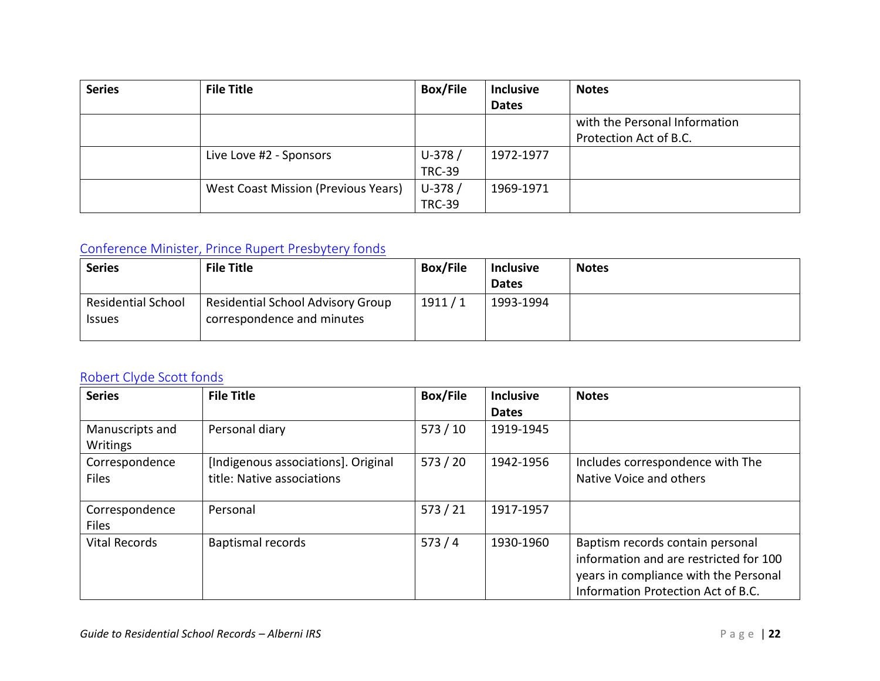| Series | File Title | Box/File | Inclusive Dates | Notes |
|---|---|---|---|---|
| | | | | with the Personal Information Protection Act of B.C. |
| | Live Love #2 - Sponsors | U-378 / TRC-39 | 1972-1977 | |
| | West Coast Mission (Previous Years) | U-378 / TRC-39 | 1969-1971 | |

## Conference Minister, Prince Rupert Presbytery fonds

| Series | File Title | Box/File | Inclusive Dates | Notes |
|---|---|---|---|---|
| Residential School Issues | Residential School Advisory Group correspondence and minutes | 1911 / 1 | 1993-1994 | |

## Robert Clyde Scott fonds

| Series | File Title | Box/File | Inclusive Dates | Notes |
|---|---|---|---|---|
| Manuscripts and Writings | Personal diary | 573 / 10 | 1919-1945 | |
| Correspondence Files | [Indigenous associations]. Original title: Native associations | 573 / 20 | 1942-1956 | Includes correspondence with The Native Voice and others |
| Correspondence Files | Personal | 573 / 21 | 1917-1957 | |
| Vital Records | Baptismal records | 573 / 4 | 1930-1960 | Baptism records contain personal information and are restricted for 100 years in compliance with the Personal Information Protection Act of B.C. |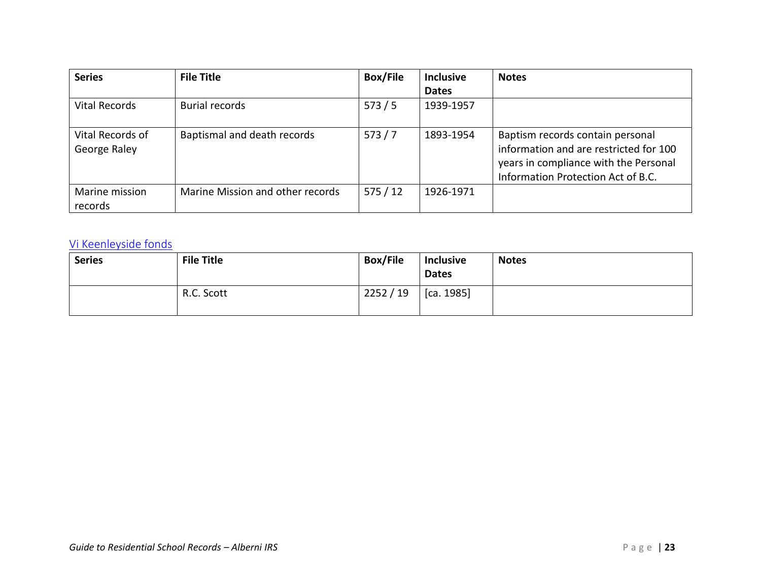| Series | File Title | Box/File | Inclusive Dates | Notes |
| --- | --- | --- | --- | --- |
| Vital Records | Burial records | 573 / 5 | 1939-1957 | |
| Vital Records of George Raley | Baptismal and death records | 573 / 7 | 1893-1954 | Baptism records contain personal information and are restricted for 100 years in compliance with the Personal Information Protection Act of B.C. |
| Marine mission records | Marine Mission and other records | 575 / 12 | 1926-1971 | |

Vi Keenleyside fonds

| Series | File Title | Box/File | Inclusive Dates | Notes |
| --- | --- | --- | --- | --- |
| | R.C. Scott | 2252 / 19 | [ca. 1985] | |